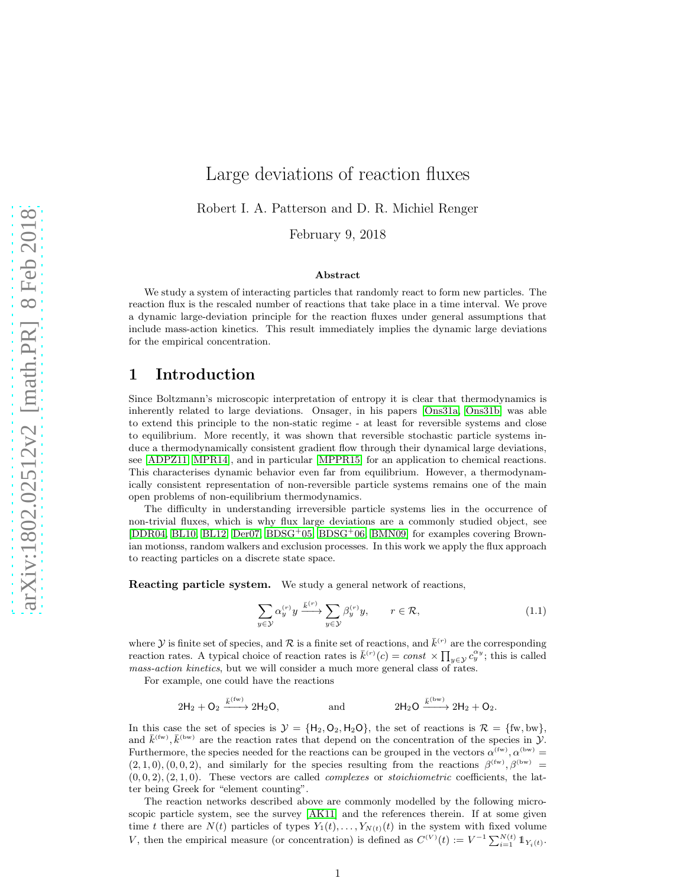# Large deviations of reaction fluxes

Robert I. A. Patterson and D. R. Michiel Renger

February 9, 2018

### Abstract

We study a system of interacting particles that randomly react to form new particles. The reaction flux is the rescaled number of reactions that take place in a time interval. We prove a dynamic large-deviation principle for the reaction fluxes under general assumptions that include mass-action kinetics. This result immediately implies the dynamic large deviations for the empirical concentration.

## 1 Introduction

Since Boltzmann's microscopic interpretation of entropy it is clear that thermodynamics is inherently related to large deviations. Onsager, in his papers [Ons31a, Ons31b] was able to extend this principle to the non-static regime - at least for reversible systems and close to equilibrium. More recently, it was shown that reversible stochastic particle systems induce a thermodynamically consistent gradient flow through their dynamical large deviations, see [ADPZ11, MPR14], and in particular [MPPR15] for an application to chemical reactions. This characterises dynamic behavior even far from equilibrium. However, a thermodynamically consistent representation of non-reversible particle systems remains one of the main open problems of non-equilibrium thermodynamics.

The difficulty in understanding irreversible particle systems lies in the occurrence of non-trivial fluxes, which is why flux large deviations are a commonly studied object, see [DDR04, BL10, BL12, Der07, BDSG+05, BDSG+06, BMN09] for examples covering Brownian motionss, random walkers and exclusion processes. In this work we apply the flux approach to reacting particles on a discrete state space.

**Reacting particle system.** We study a general network of reactions,

$$\sum_{y\in\mathcal{Y}} \alpha_y^{(r)} y \xrightarrow{\bar{k}^{(r)}} \sum_{y\in\mathcal{Y}} \beta_y^{(r)} y, \qquad r \in \mathcal{R}, \tag{1.1}$$

where $\mathcal{Y}$ is finite set of species, and $\mathcal{R}$ is a finite set of reactions, and $\bar{k}^{(r)}$ are the corresponding reaction rates. A typical choice of reaction rates is $\bar{k}^{(r)}(c) = \mathit{const} \times \prod_{y\in\mathcal{Y}} c_y^{\alpha_y}$; this is called *mass-action kinetics*, but we will consider a much more general class of rates.

For example, one could have the reactions

$$2\mathsf{H}_2 + \mathsf{O}_2 \xrightarrow{\bar{k}^{(\mathrm{fw})}} 2\mathsf{H}_2\mathsf{O}, \qquad \text{and} \qquad 2\mathsf{H}_2\mathsf{O} \xrightarrow{\bar{k}^{(\mathrm{bw})}} 2\mathsf{H}_2 + \mathsf{O}_2.$$

In this case the set of species is $\mathcal{Y} = \{\mathsf{H}_2, \mathsf{O}_2, \mathsf{H}_2\mathsf{O}\}$, the set of reactions is $\mathcal{R} = \{\mathrm{fw}, \mathrm{bw}\}$, and $\bar{k}^{(\mathrm{fw})}, \bar{k}^{(\mathrm{bw})}$ are the reaction rates that depend on the concentration of the species in $\mathcal{Y}$. Furthermore, the species needed for the reactions can be grouped in the vectors $\alpha^{(\mathrm{fw})}, \alpha^{(\mathrm{bw})} = (2, 1, 0), (0, 0, 2)$, and similarly for the species resulting from the reactions $\beta^{(\mathrm{fw})}, \beta^{(\mathrm{bw})} = (0, 0, 2), (2, 1, 0)$. These vectors are called *complexes* or *stoichiometric* coefficients, the latter being Greek for "element counting".

The reaction networks described above are commonly modelled by the following microscopic particle system, see the survey [AK11] and the references therein. If at some given time $t$ there are $N(t)$ particles of types $Y_1(t), \ldots, Y_{N(t)}(t)$ in the system with fixed volume $V$, then the empirical measure (or concentration) is defined as $C^{(V)}(t) := V^{-1} \sum_{i=1}^{N(t)} \mathbb{1}_{Y_i(t)}$.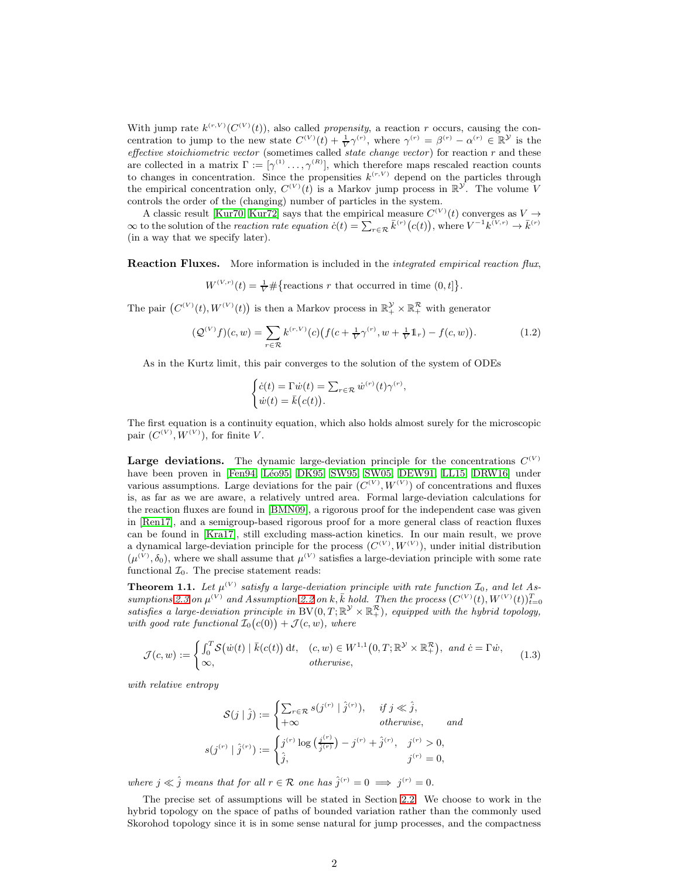With jump rate $k^{(r,V)}(C^{(V)}(t))$, also called *propensity*, a reaction $r$ occurs, causing the concentration to jump to the new state $C^{(V)}(t) + \frac{1}{V}\gamma^{(r)}$, where $\gamma^{(r)} = \beta^{(r)} - \alpha^{(r)} \in \mathbb{R}^{\mathcal{Y}}$ is the *effective stoichiometric vector* (sometimes called *state change vector*) for reaction $r$ and these are collected in a matrix $\Gamma := [\gamma^{(1)} \ldots, \gamma^{(R)}]$, which therefore maps rescaled reaction counts to changes in concentration. Since the propensities $k^{(r,V)}$ depend on the particles through the empirical concentration only, $C^{(V)}(t)$ is a Markov jump process in $\mathbb{R}^{\mathcal{Y}}$. The volume $V$ controls the order of the (changing) number of particles in the system.

A classic result [Kur70, Kur72] says that the empirical measure $C^{(V)}(t)$ converges as $V \to \infty$ to the solution of the *reaction rate equation* $\dot{c}(t) = \sum_{r\in\mathcal{R}} \bar{k}^{(r)}\big(c(t)\big)$, where $V^{-1}k^{(V,r)} \to \bar{k}^{(r)}$ (in a way that we specify later).

**Reaction Fluxes.** More information is included in the *integrated empirical reaction flux*,

$$W^{(V,r)}(t) = \tfrac{1}{V}\#\big\{\text{reactions } r \text{ that occurred in time } (0,t]\big\}.$$

The pair $\big(C^{(V)}(t), W^{(V)}(t)\big)$ is then a Markov process in $\mathbb{R}^{\mathcal{Y}}_+ \times \mathbb{R}^{\mathcal{R}}_+$ with generator

$$(\mathcal{Q}^{(V)}f)(c,w) = \sum_{r\in\mathcal{R}} k^{(r,V)}(c)\big(f(c + \tfrac{1}{V}\gamma^{(r)}, w + \tfrac{1}{V}\mathbb{1}_r) - f(c,w)\big). \tag{1.2}$$

As in the Kurtz limit, this pair converges to the solution of the system of ODEs

$$\begin{cases} \dot{c}(t) = \Gamma \dot{w}(t) = \sum_{r\in\mathcal{R}} \dot{w}^{(r)}(t)\gamma^{(r)}, \\ \dot{w}(t) = \bar{k}\big(c(t)\big). \end{cases}$$

The first equation is a continuity equation, which also holds almost surely for the microscopic pair $(C^{(V)}, W^{(V)})$, for finite $V$.

**Large deviations.** The dynamic large-deviation principle for the concentrations $C^{(V)}$ have been proven in [Fen94, Léo95, DK95, SW95, SW05, DEW91, LL15, DRW16] under various assumptions. Large deviations for the pair $(C^{(V)}, W^{(V)})$ of concentrations and fluxes is, as far as we are aware, a relatively untred area. Formal large-deviation calculations for the reaction fluxes are found in [BMN09], a rigorous proof for the independent case was given in [Ren17], and a semigroup-based rigorous proof for a more general class of reaction fluxes can be found in [Kra17], still excluding mass-action kinetics. In our main result, we prove a dynamical large-deviation principle for the process $(C^{(V)}, W^{(V)})$, under initial distribution $(\mu^{(V)}, \delta_0)$, where we shall assume that $\mu^{(V)}$ satisfies a large-deviation principle with some rate functional $\mathcal{I}_0$. The precise statement reads:

**Theorem 1.1.** *Let $\mu^{(V)}$ satisfy a large-deviation principle with rate function $\mathcal{I}_0$, and let Assumptions 2.3 on $\mu^{(V)}$ and Assumption 2.2 on $k, \bar{k}$ hold. Then the process $(C^{(V)}(t), W^{(V)}(t))_{t=0}^T$ satisfies a large-deviation principle in $\mathrm{BV}(0,T;\mathbb{R}^{\mathcal{Y}} \times \mathbb{R}^{\mathcal{R}}_+)$, equipped with the hybrid topology, with good rate functional $\mathcal{I}_0\big(c(0)\big) + \mathcal{J}(c,w)$, where*

$$\mathcal{J}(c,w) := \begin{cases} \int_0^T \mathcal{S}\big(\dot{w}(t) \mid \bar{k}(c(t)\big)\,\mathrm{d}t, & (c,w) \in W^{1,1}\big(0,T;\mathbb{R}^{\mathcal{Y}} \times \mathbb{R}^{\mathcal{R}}_+\big), \text{ and } \dot{c} = \Gamma\dot{w}, \\ \infty, & \text{otherwise}, \end{cases} \tag{1.3}$$

*with relative entropy*

$$\mathcal{S}(j \mid \hat{j}) := \begin{cases} \sum_{r\in\mathcal{R}} s(j^{(r)} \mid \hat{j}^{(r)}), & \text{if } j \ll \hat{j}, \\ +\infty & \text{otherwise}, \end{cases} \qquad \text{and}$$

$$s(j^{(r)} \mid \hat{j}^{(r)}) := \begin{cases} j^{(r)} \log\big(\frac{j^{(r)}}{\hat{j}^{(r)}}\big) - j^{(r)} + \hat{j}^{(r)}, & j^{(r)} > 0, \\ \hat{j}, & j^{(r)} = 0, \end{cases}$$

*where $j \ll \hat{j}$ means that for all $r \in \mathcal{R}$ one has $\hat{j}^{(r)} = 0 \implies j^{(r)} = 0$.*

The precise set of assumptions will be stated in Section 2.2. We choose to work in the hybrid topology on the space of paths of bounded variation rather than the commonly used Skorohod topology since it is in some sense natural for jump processes, and the compactness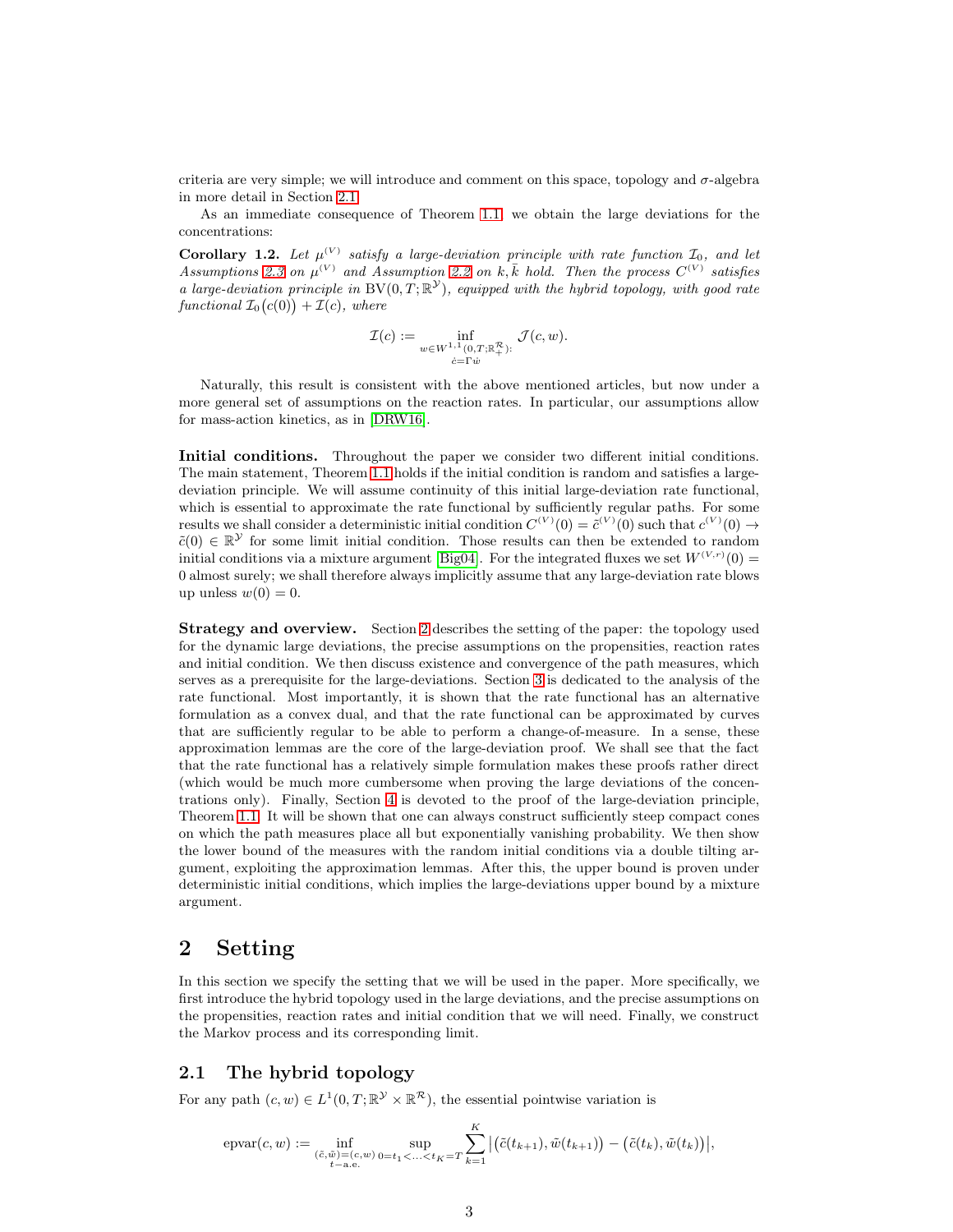criteria are very simple; we will introduce and comment on this space, topology and $\sigma$-algebra in more detail in Section 2.1.

As an immediate consequence of Theorem 1.1, we obtain the large deviations for the concentrations:

**Corollary 1.2.** *Let $\mu^{(V)}$ satisfy a large-deviation principle with rate function $\mathcal{I}_0$, and let Assumptions 2.3 on $\mu^{(V)}$ and Assumption 2.2 on $k, \bar{k}$ hold. Then the process $C^{(V)}$ satisfies a large-deviation principle in $\mathrm{BV}(0,T;\mathbb{R}^{\mathcal{Y}})$, equipped with the hybrid topology, with good rate functional $\mathcal{I}_0\big(c(0)\big) + \mathcal{I}(c)$, where*

$$\mathcal{I}(c) := \inf_{\substack{w \in W^{1,1}(0,T;\mathbb{R}^{\mathcal{R}}_+): \\ \dot{c} = \Gamma \dot{w}}} \mathcal{J}(c,w).$$

Naturally, this result is consistent with the above mentioned articles, but now under a more general set of assumptions on the reaction rates. In particular, our assumptions allow for mass-action kinetics, as in [DRW16].

**Initial conditions.** Throughout the paper we consider two different initial conditions. The main statement, Theorem 1.1 holds if the initial condition is random and satisfies a large-deviation principle. We will assume continuity of this initial large-deviation rate functional, which is essential to approximate the rate functional by sufficiently regular paths. For some results we shall consider a deterministic initial condition $C^{(V)}(0) = \tilde{c}^{(V)}(0)$ such that $c^{(V)}(0) \to \tilde{c}(0) \in \mathbb{R}^{\mathcal{Y}}$ for some limit initial condition. Those results can then be extended to random initial conditions via a mixture argument [Big04]. For the integrated fluxes we set $W^{(V,r)}(0) = 0$ almost surely; we shall therefore always implicitly assume that any large-deviation rate blows up unless $w(0) = 0$.

**Strategy and overview.** Section 2 describes the setting of the paper: the topology used for the dynamic large deviations, the precise assumptions on the propensities, reaction rates and initial condition. We then discuss existence and convergence of the path measures, which serves as a prerequisite for the large-deviations. Section 3 is dedicated to the analysis of the rate functional. Most importantly, it is shown that the rate functional has an alternative formulation as a convex dual, and that the rate functional can be approximated by curves that are sufficiently regular to be able to perform a change-of-measure. In a sense, these approximation lemmas are the core of the large-deviation proof. We shall see that the fact that the rate functional has a relatively simple formulation makes these proofs rather direct (which would be much more cumbersome when proving the large deviations of the concentrations only). Finally, Section 4 is devoted to the proof of the large-deviation principle, Theorem 1.1. It will be shown that one can always construct sufficiently steep compact cones on which the path measures place all but exponentially vanishing probability. We then show the lower bound of the measures with the random initial conditions via a double tilting argument, exploiting the approximation lemmas. After this, the upper bound is proven under deterministic initial conditions, which implies the large-deviations upper bound by a mixture argument.

# 2 Setting

In this section we specify the setting that we will be used in the paper. More specifically, we first introduce the hybrid topology used in the large deviations, and the precise assumptions on the propensities, reaction rates and initial condition that we will need. Finally, we construct the Markov process and its corresponding limit.

## 2.1 The hybrid topology

For any path $(c,w) \in L^1(0,T;\mathbb{R}^{\mathcal{Y}} \times \mathbb{R}^{\mathcal{R}})$, the essential pointwise variation is

$$\operatorname{epvar}(c,w) := \inf_{\substack{(\tilde{c},\tilde{w})=(c,w) \\ t\text{-a.e.}}} \sup_{0=t_1<\ldots<t_K=T} \sum_{k=1}^{K} \big|\big(\tilde{c}(t_{k+1}), \tilde{w}(t_{k+1})\big) - \big(\tilde{c}(t_k), \tilde{w}(t_k)\big)\big|,$$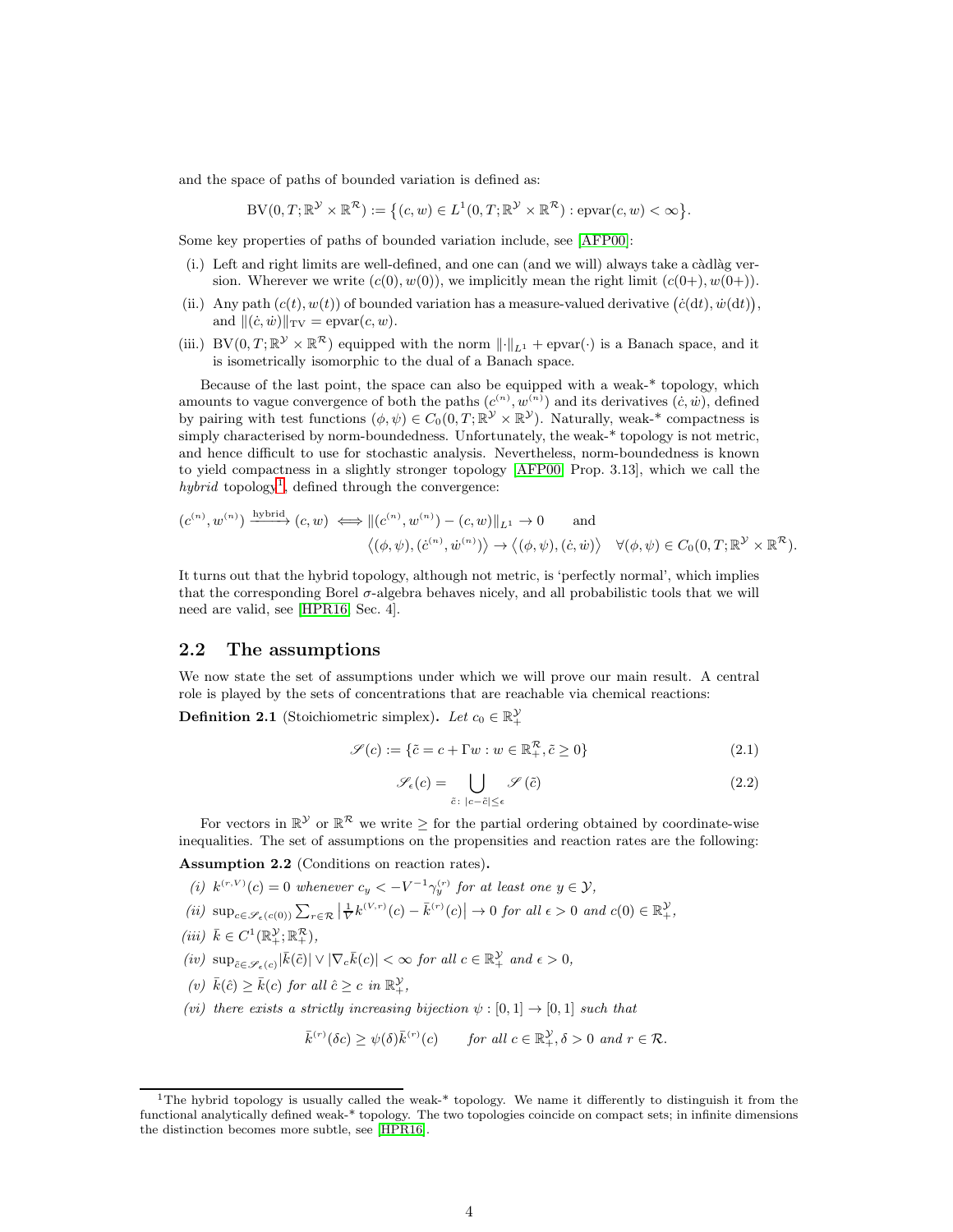and the space of paths of bounded variation is defined as:

$$\mathrm{BV}(0,T;\mathbb{R}^{\mathcal{Y}}\times\mathbb{R}^{\mathcal{R}}) := \big\{(c,w)\in L^1(0,T;\mathbb{R}^{\mathcal{Y}}\times\mathbb{R}^{\mathcal{R}}) : \operatorname{epvar}(c,w)<\infty\big\}.$$

Some key properties of paths of bounded variation include, see [AFP00]:

(i.) Left and right limits are well-defined, and one can (and we will) always take a càdlàg version. Wherever we write $(c(0),w(0))$, we implicitly mean the right limit $(c(0+),w(0+))$.

(ii.) Any path $(c(t),w(t))$ of bounded variation has a measure-valued derivative $\big(\dot c(\mathrm{d}t),\dot w(\mathrm{d}t)\big)$, and $\|(\dot c,\dot w)\|_{\mathrm{TV}} = \operatorname{epvar}(c,w)$.

(iii.) $\mathrm{BV}(0,T;\mathbb{R}^{\mathcal{Y}}\times\mathbb{R}^{\mathcal{R}})$ equipped with the norm $\|\cdot\|_{L^1}+\operatorname{epvar}(\cdot)$ is a Banach space, and it is isometrically isomorphic to the dual of a Banach space.

Because of the last point, the space can also be equipped with a weak-* topology, which amounts to vague convergence of both the paths $(c^{(n)},w^{(n)})$ and its derivatives $(\dot c,\dot w)$, defined by pairing with test functions $(\phi,\psi)\in C_0(0,T;\mathbb{R}^{\mathcal{Y}}\times\mathbb{R}^{\mathcal{Y}})$. Naturally, weak-* compactness is simply characterised by norm-boundedness. Unfortunately, the weak-* topology is not metric, and hence difficult to use for stochastic analysis. Nevertheless, norm-boundedness is known to yield compactness in a slightly stronger topology [AFP00, Prop. 3.13], which we call the *hybrid* topology[1], defined through the convergence:

$$(c^{(n)},w^{(n)}) \xrightarrow{\text{hybrid}} (c,w) \iff \|(c^{(n)},w^{(n)})-(c,w)\|_{L^1}\to 0 \qquad\text{and}$$
$$\big\langle(\phi,\psi),(\dot c^{(n)},\dot w^{(n)})\big\rangle \to \big\langle(\phi,\psi),(\dot c,\dot w)\big\rangle \quad \forall(\phi,\psi)\in C_0(0,T;\mathbb{R}^{\mathcal{Y}}\times\mathbb{R}^{\mathcal{R}}).$$

It turns out that the hybrid topology, although not metric, is 'perfectly normal', which implies that the corresponding Borel $\sigma$-algebra behaves nicely, and all probabilistic tools that we will need are valid, see [HPR16, Sec. 4].

## 2.2 The assumptions

We now state the set of assumptions under which we will prove our main result. A central role is played by the sets of concentrations that are reachable via chemical reactions:

**Definition 2.1** (Stoichiometric simplex)**.** *Let $c_0\in\mathbb{R}^{\mathcal{Y}}_+$*

$$\mathscr{S}(c) := \{\tilde c = c+\Gamma w : w\in\mathbb{R}^{\mathcal{R}}_+, \tilde c\ge 0\} \tag{2.1}$$

$$\mathscr{S}_\epsilon(c) = \bigcup_{\tilde c:\,|c-\tilde c|\le\epsilon}\mathscr{S}(\tilde c) \tag{2.2}$$

For vectors in $\mathbb{R}^{\mathcal{Y}}$ or $\mathbb{R}^{\mathcal{R}}$ we write $\ge$ for the partial ordering obtained by coordinate-wise inequalities. The set of assumptions on the propensities and reaction rates are the following:

**Assumption 2.2** (Conditions on reaction rates)**.**

*(i) $k^{(r,V)}(c)=0$ whenever $c_y < -V^{-1}\gamma^{(r)}_y$ for at least one $y\in\mathcal{Y}$,*

*(ii) $\sup_{c\in\mathscr{S}_\epsilon(c(0))}\sum_{r\in\mathcal{R}}\big|\frac{1}{V}k^{(V,r)}(c)-\bar k^{(r)}(c)\big|\to 0$ for all $\epsilon>0$ and $c(0)\in\mathbb{R}^{\mathcal{Y}}_+$,*

*(iii) $\bar k\in C^1(\mathbb{R}^{\mathcal{Y}}_+;\mathbb{R}^{\mathcal{R}}_+)$,*

*(iv) $\sup_{\tilde c\in\mathscr{S}_\epsilon(c)}|\bar k(\tilde c)|\vee|\nabla_c\bar k(c)|<\infty$ for all $c\in\mathbb{R}^{\mathcal{Y}}_+$ and $\epsilon>0$,*

*(v) $\bar k(\hat c)\ge\bar k(c)$ for all $\hat c\ge c$ in $\mathbb{R}^{\mathcal{Y}}_+$,*

*(vi) there exists a strictly increasing bijection $\psi:[0,1]\to[0,1]$ such that*

$$\bar k^{(r)}(\delta c)\ge\psi(\delta)\bar k^{(r)}(c) \qquad \text{for all } c\in\mathbb{R}^{\mathcal{Y}}_+, \delta>0 \text{ and } r\in\mathcal{R}.$$

[1] The hybrid topology is usually called the weak-* topology. We name it differently to distinguish it from the functional analytically defined weak-* topology. The two topologies coincide on compact sets; in infinite dimensions the distinction becomes more subtle, see [HPR16].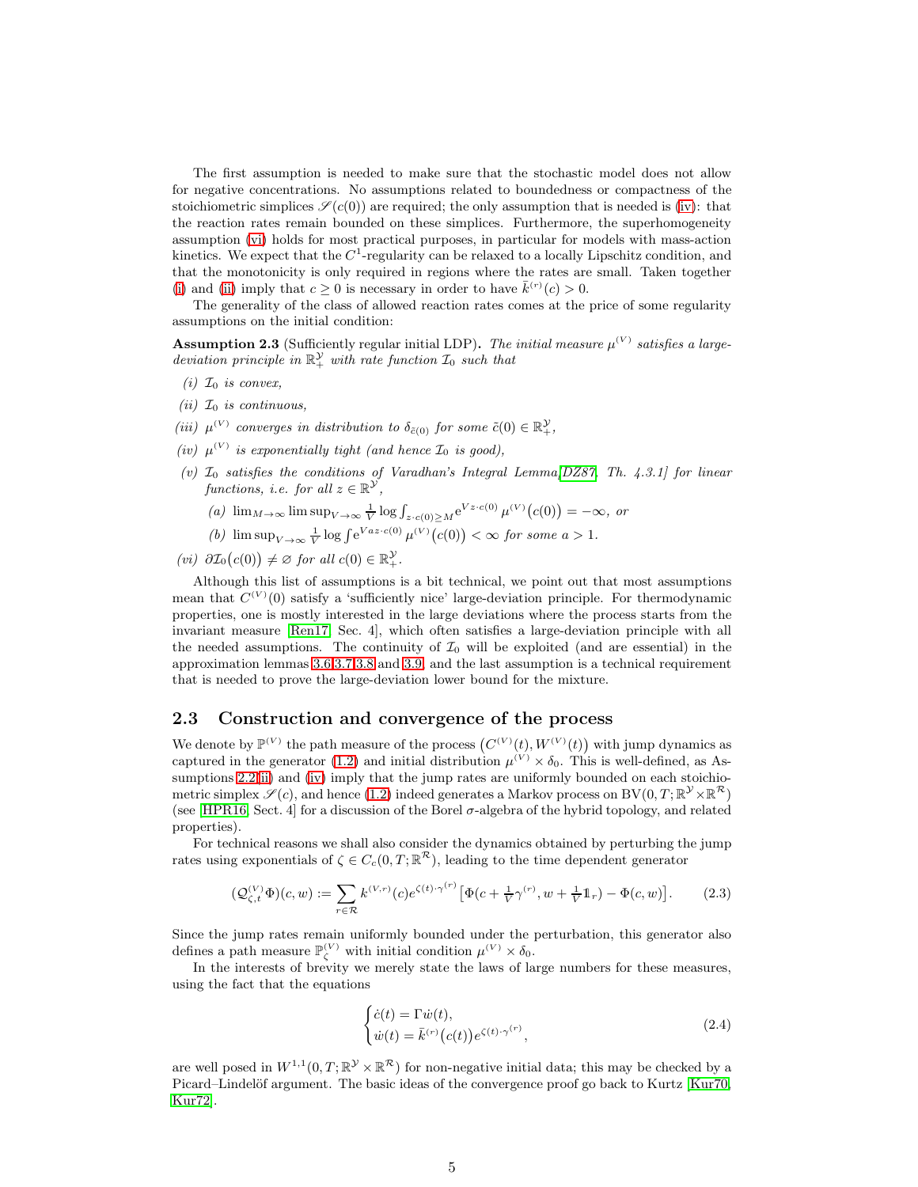The first assumption is needed to make sure that the stochastic model does not allow for negative concentrations. No assumptions related to boundedness or compactness of the stoichiometric simplices $\mathscr{S}(c(0))$ are required; the only assumption that is needed is (iv): that the reaction rates remain bounded on these simplices. Furthermore, the superhomogeneity assumption (vi) holds for most practical purposes, in particular for models with mass-action kinetics. We expect that the $C^1$-regularity can be relaxed to a locally Lipschitz condition, and that the monotonicity is only required in regions where the rates are small. Taken together (i) and (ii) imply that $c \geq 0$ is necessary in order to have $\bar{k}^{(r)}(c) > 0$.

The generality of the class of allowed reaction rates comes at the price of some regularity assumptions on the initial condition:

**Assumption 2.3** (Sufficiently regular initial LDP)**.** *The initial measure $\mu^{(V)}$ satisfies a large-deviation principle in $\mathbb{R}^{\mathcal{Y}}_+$ with rate function $\mathcal{I}_0$ such that*

*(i) $\mathcal{I}_0$ is convex,*

*(ii) $\mathcal{I}_0$ is continuous,*

*(iii) $\mu^{(V)}$ converges in distribution to $\delta_{\tilde{c}(0)}$ for some $\tilde{c}(0) \in \mathbb{R}^{\mathcal{Y}}_+$,*

*(iv) $\mu^{(V)}$ is exponentially tight (and hence $\mathcal{I}_0$ is good),*

*(v) $\mathcal{I}_0$ satisfies the conditions of Varadhan's Integral Lemma[DZ87, Th. 4.3.1] for linear functions, i.e. for all $z \in \mathbb{R}^{\mathcal{Y}}$,*

*(a) $\lim_{M\to\infty} \limsup_{V\to\infty} \frac{1}{V} \log \int_{z\cdot c(0)\geq M} \mathrm{e}^{Vz\cdot c(0)}\, \mu^{(V)}\big(c(0)\big) = -\infty$, or*

*(b) $\limsup_{V\to\infty} \frac{1}{V} \log \int \mathrm{e}^{Vaz\cdot c(0)}\, \mu^{(V)}\big(c(0)\big) < \infty$ for some $a > 1$.*

*(vi) $\partial\mathcal{I}_0\big(c(0)\big) \neq \varnothing$ for all $c(0) \in \mathbb{R}^{\mathcal{Y}}_+$.*

Although this list of assumptions is a bit technical, we point out that most assumptions mean that $C^{(V)}(0)$ satisfy a 'sufficiently nice' large-deviation principle. For thermodynamic properties, one is mostly interested in the large deviations where the process starts from the invariant measure [Ren17, Sec. 4], which often satisfies a large-deviation principle with all the needed assumptions. The continuity of $\mathcal{I}_0$ will be exploited (and are essential) in the approximation lemmas 3.6,3.7,3.8 and 3.9, and the last assumption is a technical requirement that is needed to prove the large-deviation lower bound for the mixture.

## 2.3 Construction and convergence of the process

We denote by $\mathbb{P}^{(V)}$ the path measure of the process $\big(C^{(V)}(t), W^{(V)}(t)\big)$ with jump dynamics as captured in the generator (1.2) and initial distribution $\mu^{(V)} \times \delta_0$. This is well-defined, as Assumptions 2.2(ii) and (iv) imply that the jump rates are uniformly bounded on each stoichiometric simplex $\mathscr{S}(c)$, and hence (1.2) indeed generates a Markov process on $\mathrm{BV}(0,T;\mathbb{R}^{\mathcal{Y}}\times\mathbb{R}^{\mathcal{R}})$ (see [HPR16, Sect. 4] for a discussion of the Borel $\sigma$-algebra of the hybrid topology, and related properties).

For technical reasons we shall also consider the dynamics obtained by perturbing the jump rates using exponentials of $\zeta \in C_c(0,T;\mathbb{R}^{\mathcal{R}})$, leading to the time dependent generator

$$(\mathcal{Q}^{(V)}_{\zeta,t}\Phi)(c,w) := \sum_{r\in\mathcal{R}} k^{(V,r)}(c) e^{\zeta(t)\cdot\gamma^{(r)}} \big[\Phi(c + \tfrac{1}{V}\gamma^{(r)}, w + \tfrac{1}{V}\mathbb{1}_r) - \Phi(c,w)\big]. \tag{2.3}$$

Since the jump rates remain uniformly bounded under the perturbation, this generator also defines a path measure $\mathbb{P}^{(V)}_\zeta$ with initial condition $\mu^{(V)} \times \delta_0$.

In the interests of brevity we merely state the laws of large numbers for these measures, using the fact that the equations

$$\begin{cases} \dot{c}(t) = \Gamma\dot{w}(t), \\ \dot{w}(t) = \bar{k}^{(r)}\big(c(t)\big) e^{\zeta(t)\cdot\gamma^{(r)}}, \end{cases} \tag{2.4}$$

are well posed in $W^{1,1}(0,T;\mathbb{R}^{\mathcal{Y}}\times\mathbb{R}^{\mathcal{R}})$ for non-negative initial data; this may be checked by a Picard–Lindelöf argument. The basic ideas of the convergence proof go back to Kurtz [Kur70, Kur72].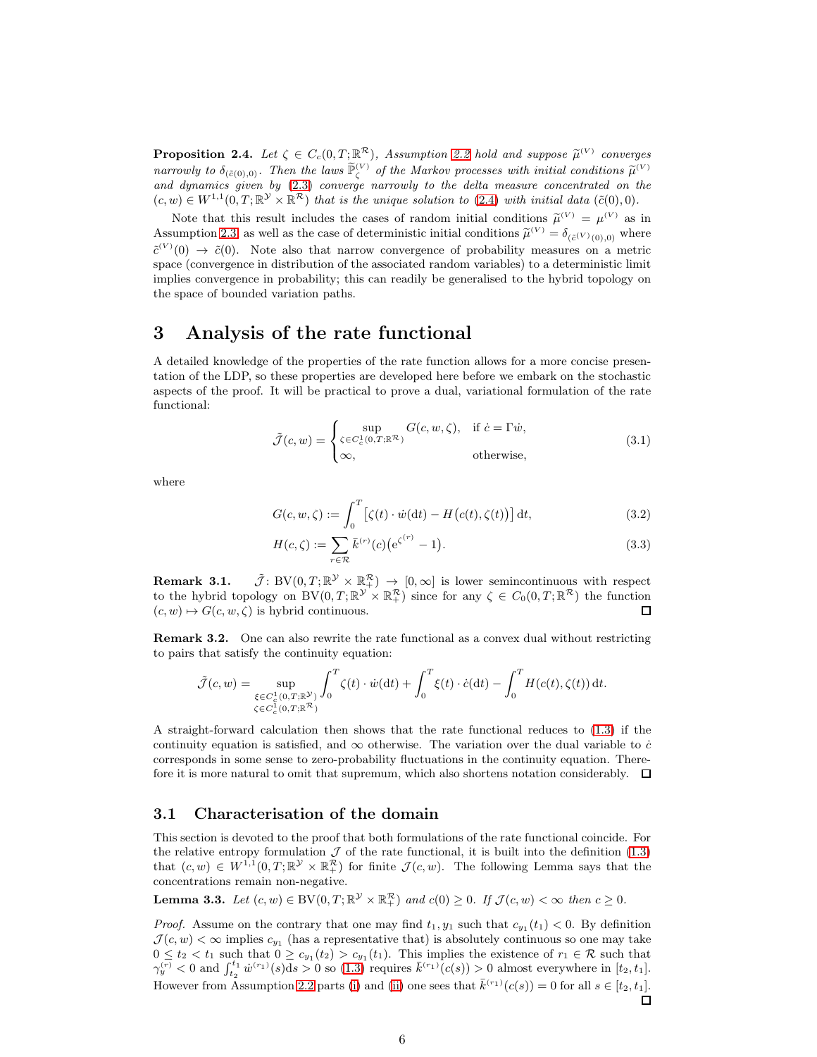**Proposition 2.4.** *Let $\zeta \in C_c(0,T;\mathbb{R}^{\mathcal{R}})$, Assumption 2.2 hold and suppose $\widetilde{\mu}^{(V)}$ converges narrowly to $\delta_{(\tilde{c}(0),0)}$. Then the laws $\widetilde{\mathbb{P}}^{(V)}_{\zeta}$ of the Markov processes with initial conditions $\widetilde{\mu}^{(V)}$ and dynamics given by (2.3) converge narrowly to the delta measure concentrated on the $(c,w) \in W^{1,1}(0,T;\mathbb{R}^{\mathcal{Y}} \times \mathbb{R}^{\mathcal{R}})$ that is the unique solution to (2.4) with initial data $(\tilde{c}(0),0)$.*

Note that this result includes the cases of random initial conditions $\widetilde{\mu}^{(V)} = \mu^{(V)}$ as in Assumption 2.3 as well as the case of deterministic initial conditions $\widetilde{\mu}^{(V)} = \delta_{(\tilde{c}^{(V)}(0),0)}$ where $\tilde{c}^{(V)}(0) \to \tilde{c}(0)$. Note also that narrow convergence of probability measures on a metric space (convergence in distribution of the associated random variables) to a deterministic limit implies convergence in probability; this can readily be generalised to the hybrid topology on the space of bounded variation paths.

# 3 Analysis of the rate functional

A detailed knowledge of the properties of the rate function allows for a more concise presentation of the LDP, so these properties are developed here before we embark on the stochastic aspects of the proof. It will be practical to prove a dual, variational formulation of the rate functional:

$$\tilde{\mathcal{J}}(c,w) = \begin{cases} \sup\limits_{\zeta \in C_c^1(0,T;\mathbb{R}^{\mathcal{R}})} G(c,w,\zeta), & \text{if } \dot{c} = \Gamma \dot{w}, \\ \infty, & \text{otherwise,} \end{cases} \tag{3.1}$$

where

$$G(c,w,\zeta) := \int_0^T \big[\zeta(t)\cdot \dot{w}(\mathrm{d}t) - H\big(c(t),\zeta(t)\big)\big]\,\mathrm{d}t, \tag{3.2}$$

$$H(c,\zeta) := \sum_{r\in\mathcal{R}} \bar{k}^{(r)}(c)\big(\mathrm{e}^{\zeta^{(r)}} - 1\big). \tag{3.3}$$

**Remark 3.1.** $\tilde{\mathcal{J}}\colon \mathrm{BV}(0,T;\mathbb{R}^{\mathcal{Y}} \times \mathbb{R}^{\mathcal{R}}_+) \to [0,\infty]$ is lower semincontinuous with respect to the hybrid topology on $\mathrm{BV}(0,T;\mathbb{R}^{\mathcal{Y}} \times \mathbb{R}^{\mathcal{R}}_+)$ since for any $\zeta \in C_0(0,T;\mathbb{R}^{\mathcal{R}})$ the function $(c,w) \mapsto G(c,w,\zeta)$ is hybrid continuous. ◻

**Remark 3.2.** One can also rewrite the rate functional as a convex dual without restricting to pairs that satisfy the continuity equation:

$$\tilde{\mathcal{J}}(c,w) = \sup_{\substack{\xi \in C_c^1(0,T;\mathbb{R}^{\mathcal{Y}}) \\ \zeta \in C_c^1(0,T;\mathbb{R}^{\mathcal{R}})}} \int_0^T \zeta(t)\cdot \dot{w}(\mathrm{d}t) + \int_0^T \xi(t)\cdot \dot{c}(\mathrm{d}t) - \int_0^T H(c(t),\zeta(t))\,\mathrm{d}t.$$

A straight-forward calculation then shows that the rate functional reduces to (1.3) if the continuity equation is satisfied, and $\infty$ otherwise. The variation over the dual variable to $\dot{c}$ corresponds in some sense to zero-probability fluctuations in the continuity equation. Therefore it is more natural to omit that supremum, which also shortens notation considerably. ◻

## 3.1 Characterisation of the domain

This section is devoted to the proof that both formulations of the rate functional coincide. For the relative entropy formulation $\mathcal{J}$ of the rate functional, it is built into the definition (1.3) that $(c,w) \in W^{1,1}(0,T;\mathbb{R}^{\mathcal{Y}} \times \mathbb{R}^{\mathcal{R}}_+)$ for finite $\mathcal{J}(c,w)$. The following Lemma says that the concentrations remain non-negative.

**Lemma 3.3.** *Let $(c,w) \in \mathrm{BV}(0,T;\mathbb{R}^{\mathcal{Y}} \times \mathbb{R}^{\mathcal{R}}_+)$ and $c(0) \geq 0$. If $\mathcal{J}(c,w) < \infty$ then $c \geq 0$.*

*Proof.* Assume on the contrary that one may find $t_1, y_1$ such that $c_{y_1}(t_1) < 0$. By definition $\mathcal{J}(c,w) < \infty$ implies $c_{y_1}$ (has a representative that) is absolutely continuous so one may take $0 \leq t_2 < t_1$ such that $0 \geq c_{y_1}(t_2) > c_{y_1}(t_1)$. This implies the existence of $r_1 \in \mathcal{R}$ such that $\gamma^{(r)}_y < 0$ and $\int_{t_2}^{t_1} \dot{w}^{(r_1)}(s)\mathrm{d}s > 0$ so (1.3) requires $\bar{k}^{(r_1)}(c(s)) > 0$ almost everywhere in $[t_2,t_1]$. However from Assumption 2.2 parts (i) and (ii) one sees that $\bar{k}^{(r_1)}(c(s)) = 0$ for all $s \in [t_2,t_1]$. ◻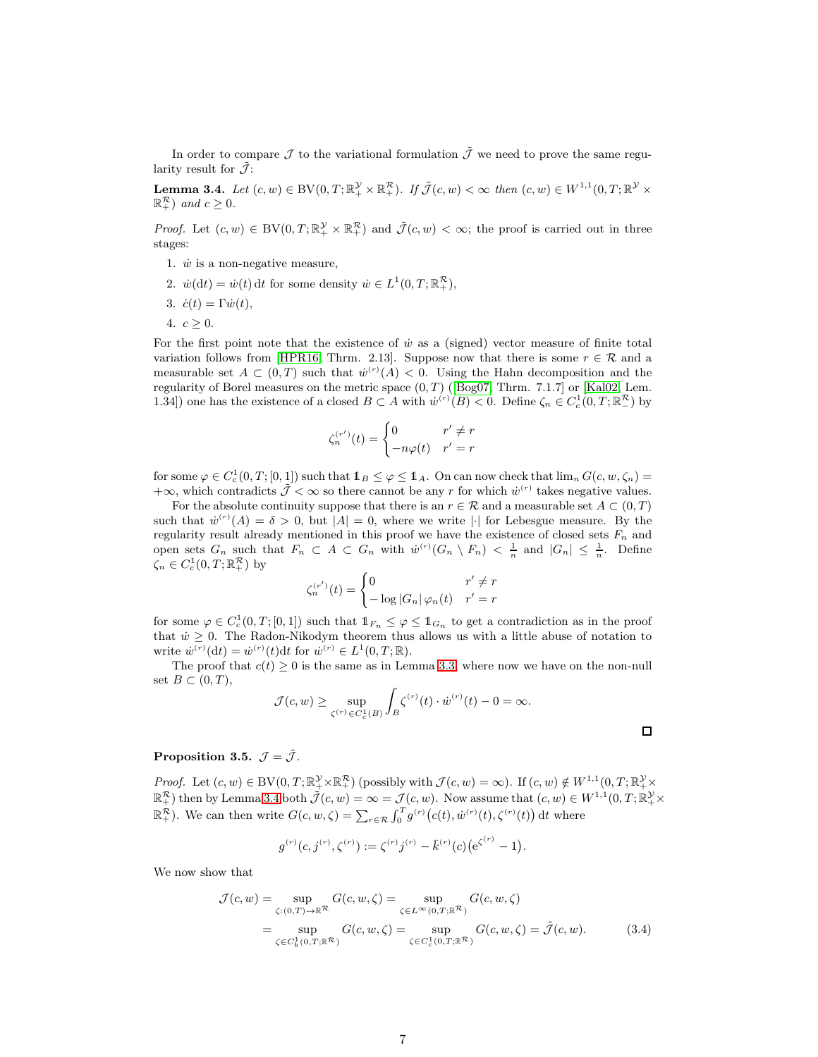In order to compare $\mathcal{J}$ to the variational formulation $\tilde{\mathcal{J}}$ we need to prove the same regularity result for $\tilde{\mathcal{J}}$:

**Lemma 3.4.** *Let $(c,w) \in \mathrm{BV}(0,T;\mathbb{R}_+^{\mathcal{Y}} \times \mathbb{R}_+^{\mathcal{R}})$. If $\tilde{\mathcal{J}}(c,w) < \infty$ then $(c,w) \in W^{1,1}(0,T;\mathbb{R}^{\mathcal{Y}} \times \mathbb{R}_+^{\mathcal{R}})$ and $c \geq 0$.*

*Proof.* Let $(c,w) \in \mathrm{BV}(0,T;\mathbb{R}_+^{\mathcal{Y}} \times \mathbb{R}_+^{\mathcal{R}})$ and $\tilde{\mathcal{J}}(c,w) < \infty$; the proof is carried out in three stages:

1. $\dot{w}$ is a non-negative measure,
2. $\dot{w}(\mathrm{d}t) = \dot{w}(t)\,\mathrm{d}t$ for some density $\dot{w} \in L^1(0,T;\mathbb{R}_+^{\mathcal{R}})$,
3. $\dot{c}(t) = \Gamma \dot{w}(t)$,
4. $c \geq 0$.

For the first point note that the existence of $\dot{w}$ as a (signed) vector measure of finite total variation follows from [HPR16, Thrm. 2.13]. Suppose now that there is some $r \in \mathcal{R}$ and a measurable set $A \subset (0,T)$ such that $\dot{w}^{(r)}(A) < 0$. Using the Hahn decomposition and the regularity of Borel measures on the metric space $(0,T)$ ([Bog07, Thrm. 7.1.7] or [Kal02, Lem. 1.34]) one has the existence of a closed $B \subset A$ with $\dot{w}^{(r)}(B) < 0$. Define $\zeta_n \in C_c^1(0,T;\mathbb{R}_-^{\mathcal{R}})$ by

$$\zeta_n^{(r')}(t) = \begin{cases} 0 & r' \neq r \\ -n\varphi(t) & r' = r \end{cases}$$

for some $\varphi \in C_c^1(0,T;[0,1])$ such that $\mathbb{1}_B \leq \varphi \leq \mathbb{1}_A$. On can now check that $\lim_n G(c,w,\zeta_n) = +\infty$, which contradicts $\tilde{\mathcal{J}} < \infty$ so there cannot be any $r$ for which $\dot{w}^{(r)}$ takes negative values.

For the absolute continuity suppose that there is an $r \in \mathcal{R}$ and a measurable set $A \subset (0,T)$ such that $\dot{w}^{(r)}(A) = \delta > 0$, but $|A| = 0$, where we write $|\cdot|$ for Lebesgue measure. By the regularity result already mentioned in this proof we have the existence of closed sets $F_n$ and open sets $G_n$ such that $F_n \subset A \subset G_n$ with $\dot{w}^{(r)}(G_n \setminus F_n) < \frac{1}{n}$ and $|G_n| \leq \frac{1}{n}$. Define $\zeta_n \in C_c^1(0,T;\mathbb{R}_+^{\mathcal{R}})$ by

$$\zeta_n^{(r')}(t) = \begin{cases} 0 & r' \neq r \\ -\log|G_n|\,\varphi_n(t) & r' = r \end{cases}$$

for some $\varphi \in C_c^1(0,T;[0,1])$ such that $\mathbb{1}_{F_n} \leq \varphi \leq \mathbb{1}_{G_n}$ to get a contradiction as in the proof that $\dot{w} \geq 0$. The Radon-Nikodym theorem thus allows us with a little abuse of notation to write $\dot{w}^{(r)}(\mathrm{d}t) = \dot{w}^{(r)}(t)\mathrm{d}t$ for $\dot{w}^{(r)} \in L^1(0,T;\mathbb{R})$.

The proof that $c(t) \geq 0$ is the same as in Lemma 3.3, where now we have on the non-null set $B \subset (0,T)$,

$$\mathcal{J}(c,w) \geq \sup_{\zeta^{(r)} \in C_c^1(B)} \int_B \zeta^{(r)}(t) \cdot \dot{w}^{(r)}(t) - 0 = \infty.$$

□

**Proposition 3.5.** $\mathcal{J} = \tilde{\mathcal{J}}$.

*Proof.* Let $(c,w) \in \mathrm{BV}(0,T;\mathbb{R}_+^{\mathcal{Y}} \times \mathbb{R}_+^{\mathcal{R}})$ (possibly with $\mathcal{J}(c,w) = \infty$). If $(c,w) \notin W^{1,1}(0,T;\mathbb{R}_+^{\mathcal{Y}} \times \mathbb{R}_+^{\mathcal{R}})$ then by Lemma 3.4 both $\tilde{\mathcal{J}}(c,w) = \infty = \mathcal{J}(c,w)$. Now assume that $(c,w) \in W^{1,1}(0,T;\mathbb{R}_+^{\mathcal{Y}} \times \mathbb{R}_+^{\mathcal{R}})$. We can then write $G(c,w,\zeta) = \sum_{r \in \mathcal{R}} \int_0^T g^{(r)}\big(c(t), \dot{w}^{(r)}(t), \zeta^{(r)}(t)\big)\,\mathrm{d}t$ where

$$g^{(r)}(c, j^{(r)}, \zeta^{(r)}) := \zeta^{(r)} j^{(r)} - \bar{k}^{(r)}(c)\big(\mathrm{e}^{\zeta^{(r)}} - 1\big).$$

We now show that

$$\begin{aligned}
\mathcal{J}(c,w) &= \sup_{\zeta:(0,T) \to \mathbb{R}^{\mathcal{R}}} G(c,w,\zeta) = \sup_{\zeta \in L^\infty(0,T;\mathbb{R}^{\mathcal{R}})} G(c,w,\zeta) \\
&= \sup_{\zeta \in C_b^1(0,T;\mathbb{R}^{\mathcal{R}})} G(c,w,\zeta) = \sup_{\zeta \in C_c^1(0,T;\mathbb{R}^{\mathcal{R}})} G(c,w,\zeta) = \tilde{\mathcal{J}}(c,w). \qquad (3.4)
\end{aligned}$$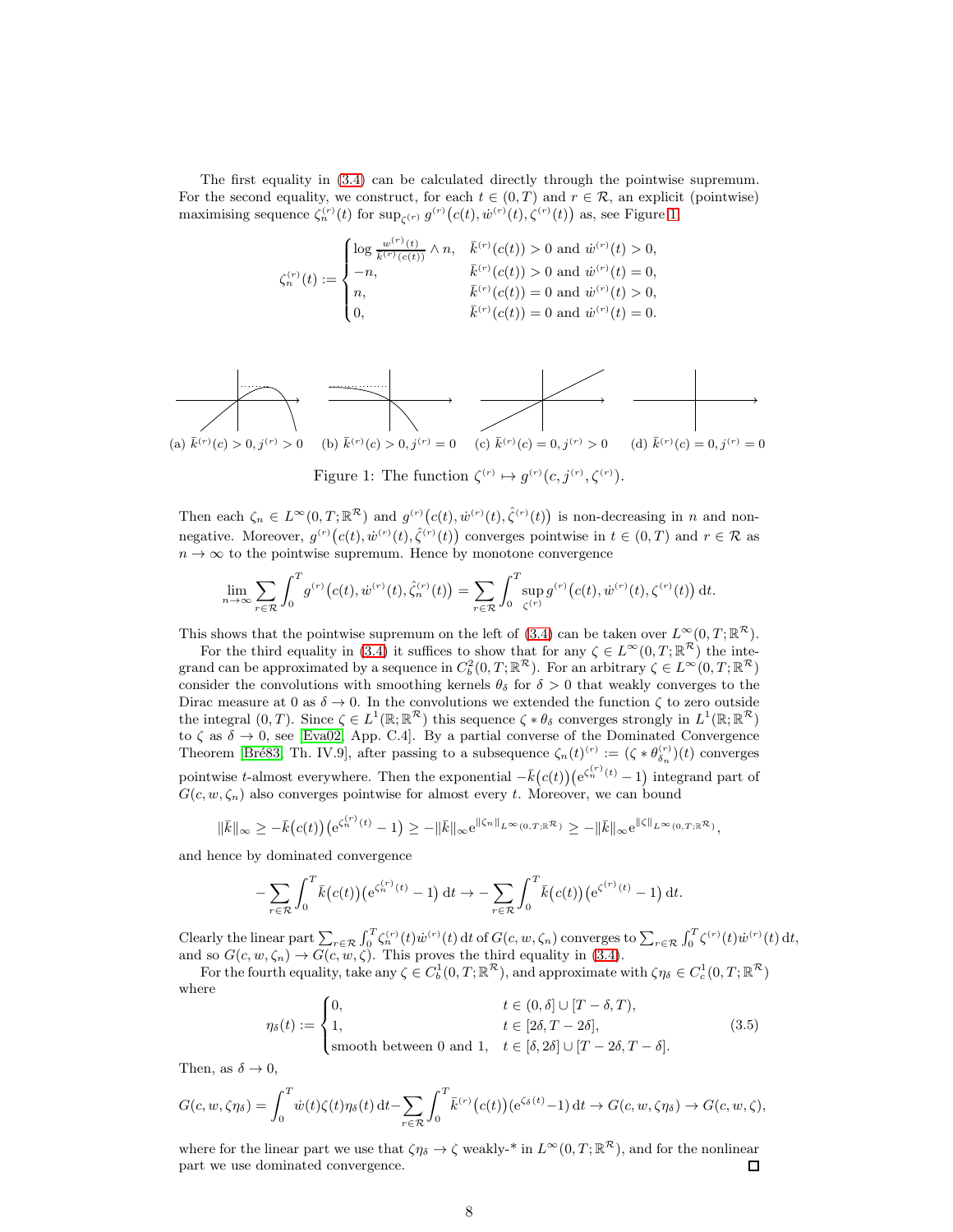The first equality in (3.4) can be calculated directly through the pointwise supremum. For the second equality, we construct, for each $t \in (0,T)$ and $r \in \mathcal{R}$, an explicit (pointwise) maximising sequence $\zeta_n^{(r)}(t)$ for $\sup_{\zeta^{(r)}} g^{(r)}\big(c(t), \dot w^{(r)}(t), \zeta^{(r)}(t)\big)$ as, see Figure 1.

$$
\zeta_n^{(r)}(t) := \begin{cases} \log \frac{w^{(r)}(t)}{\bar k^{(r)}(c(t))} \wedge n, & \bar k^{(r)}(c(t)) > 0 \text{ and } \dot w^{(r)}(t) > 0, \\ -n, & \bar k^{(r)}(c(t)) > 0 \text{ and } \dot w^{(r)}(t) = 0, \\ n, & \bar k^{(r)}(c(t)) = 0 \text{ and } \dot w^{(r)}(t) > 0, \\ 0, & \bar k^{(r)}(c(t)) = 0 \text{ and } \dot w^{(r)}(t) = 0. \end{cases}
$$

(a) $\bar k^{(r)}(c) > 0, j^{(r)} > 0$ (b) $\bar k^{(r)}(c) > 0, j^{(r)} = 0$ (c) $\bar k^{(r)}(c) = 0, j^{(r)} > 0$ (d) $\bar k^{(r)}(c) = 0, j^{(r)} = 0$

Figure 1: The function $\zeta^{(r)} \mapsto g^{(r)}(c, j^{(r)}, \zeta^{(r)})$.

Then each $\zeta_n \in L^\infty(0,T;\mathbb{R}^{\mathcal{R}})$ and $g^{(r)}\big(c(t), \dot w^{(r)}(t), \hat\zeta^{(r)}(t)\big)$ is non-decreasing in $n$ and non-negative. Moreover, $g^{(r)}\big(c(t), \dot w^{(r)}(t), \hat\zeta^{(r)}(t)\big)$ converges pointwise in $t \in (0,T)$ and $r \in \mathcal{R}$ as $n \to \infty$ to the pointwise supremum. Hence by monotone convergence

$$
\lim_{n\to\infty} \sum_{r\in\mathcal{R}} \int_0^T g^{(r)}\big(c(t), \dot w^{(r)}(t), \hat\zeta_n^{(r)}(t)\big) = \sum_{r\in\mathcal{R}} \int_0^T \sup_{\zeta^{(r)}} g^{(r)}\big(c(t), \dot w^{(r)}(t), \zeta^{(r)}(t)\big)\,\mathrm{d}t.
$$

This shows that the pointwise supremum on the left of (3.4) can be taken over $L^\infty(0,T;\mathbb{R}^{\mathcal{R}})$.

For the third equality in (3.4) it suffices to show that for any $\zeta \in L^\infty(0,T;\mathbb{R}^{\mathcal{R}})$ the integrand can be approximated by a sequence in $C_b^2(0,T;\mathbb{R}^{\mathcal{R}})$. For an arbitrary $\zeta \in L^\infty(0,T;\mathbb{R}^{\mathcal{R}})$ consider the convolutions with smoothing kernels $\theta_\delta$ for $\delta > 0$ that weakly converges to the Dirac measure at 0 as $\delta \to 0$. In the convolutions we extended the function $\zeta$ to zero outside the integral $(0,T)$. Since $\zeta \in L^1(\mathbb{R};\mathbb{R}^{\mathcal{R}})$ this sequence $\zeta * \theta_\delta$ converges strongly in $L^1(\mathbb{R};\mathbb{R}^{\mathcal{R}})$ to $\zeta$ as $\delta \to 0$, see [Eva02, App. C.4]. By a partial converse of the Dominated Convergence Theorem [Bré83, Th. IV.9], after passing to a subsequence $\zeta_n(t)^{(r)} := (\zeta * \theta_{\delta_n}^{(r)})(t)$ converges pointwise $t$-almost everywhere. Then the exponential $-\bar k\big(c(t)\big)\big(\mathrm{e}^{\zeta_n^{(r)}(t)} - 1\big)$ integrand part of $G(c, w, \zeta_n)$ also converges pointwise for almost every $t$. Moreover, we can bound

$$
\|\bar k\|_\infty \geq -\bar k\big(c(t)\big)\big(\mathrm{e}^{\zeta_n^{(r)}(t)} - 1\big) \geq -\|\bar k\|_\infty \mathrm{e}^{\|\zeta_n\|_{L^\infty(0,T;\mathbb{R}^{\mathcal{R}})}} \geq -\|\bar k\|_\infty \mathrm{e}^{\|\zeta\|_{L^\infty(0,T;\mathbb{R}^{\mathcal{R}})}},
$$

and hence by dominated convergence

$$
-\sum_{r\in\mathcal{R}} \int_0^T \bar k\big(c(t)\big)\big(\mathrm{e}^{\zeta_n^{(r)}(t)} - 1\big)\,\mathrm{d}t \to -\sum_{r\in\mathcal{R}} \int_0^T \bar k\big(c(t)\big)\big(\mathrm{e}^{\zeta^{(r)}(t)} - 1\big)\,\mathrm{d}t.
$$

Clearly the linear part $\sum_{r\in\mathcal{R}} \int_0^T \zeta_n^{(r)}(t)\dot w^{(r)}(t)\,\mathrm{d}t$ of $G(c, w, \zeta_n)$ converges to $\sum_{r\in\mathcal{R}} \int_0^T \zeta^{(r)}(t)\dot w^{(r)}(t)\,\mathrm{d}t$, and so $G(c, w, \zeta_n) \to G(c, w, \zeta)$. This proves the third equality in (3.4).

For the fourth equality, take any $\zeta \in C_b^1(0,T;\mathbb{R}^{\mathcal{R}})$, and approximate with $\zeta\eta_\delta \in C_c^1(0,T;\mathbb{R}^{\mathcal{R}})$ where

$$
\eta_\delta(t) := \begin{cases} 0, & t \in (0,\delta] \cup [T-\delta, T), \\ 1, & t \in [2\delta, T-2\delta], \\ \text{smooth between 0 and 1}, & t \in [\delta, 2\delta] \cup [T-2\delta, T-\delta]. \end{cases} \tag{3.5}
$$

Then, as $\delta \to 0$,

$$
G(c, w, \zeta\eta_\delta) = \int_0^T \dot w(t)\zeta(t)\eta_\delta(t)\,\mathrm{d}t - \sum_{r\in\mathcal{R}} \int_0^T \bar k^{(r)}\big(c(t)\big)\big(\mathrm{e}^{\zeta_\delta(t)} - 1\big)\,\mathrm{d}t \to G(c, w, \zeta\eta_\delta) \to G(c, w, \zeta),
$$

where for the linear part we use that $\zeta\eta_\delta \to \zeta$ weakly-* in $L^\infty(0,T;\mathbb{R}^{\mathcal{R}})$, and for the nonlinear part we use dominated convergence. ☐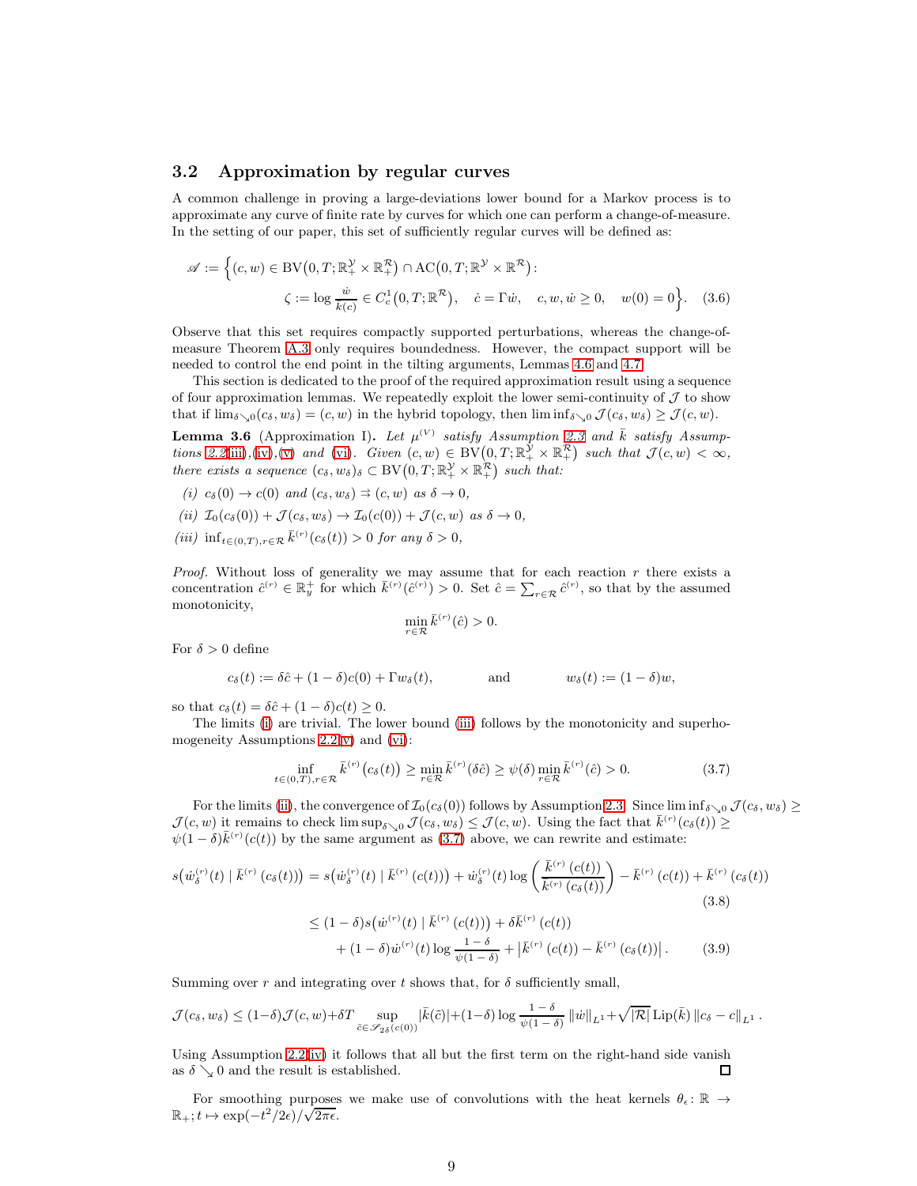## 3.2 Approximation by regular curves

A common challenge in proving a large-deviations lower bound for a Markov process is to approximate any curve of finite rate by curves for which one can perform a change-of-measure. In the setting of our paper, this set of sufficiently regular curves will be defined as:

$$
\begin{aligned}
\mathscr{A} := \Big\{ (c,w) \in \mathrm{BV}\big(0,T;\mathbb{R}_+^{\mathcal{Y}} \times \mathbb{R}_+^{\mathcal{R}}\big) \cap \mathrm{AC}\big(0,T;\mathbb{R}^{\mathcal{Y}} \times \mathbb{R}^{\mathcal{R}}\big) :& \\
\zeta := \log \tfrac{\dot w}{\bar k(c)} \in C_c^1\big(0,T;\mathbb{R}^{\mathcal{R}}\big), \quad \dot c = \Gamma \dot w, \quad c, w, \dot w \geq 0, \quad w(0) = 0 \Big\}.& \qquad (3.6)
\end{aligned}
$$

Observe that this set requires compactly supported perturbations, whereas the change-of-measure Theorem A.3 only requires boundedness. However, the compact support will be needed to control the end point in the tilting arguments, Lemmas 4.6 and 4.7.

This section is dedicated to the proof of the required approximation result using a sequence of four approximation lemmas. We repeatedly exploit the lower semi-continuity of $\mathcal{J}$ to show that if $\lim_{\delta \searrow 0}(c_\delta, w_\delta) = (c,w)$ in the hybrid topology, then $\liminf_{\delta\searrow 0} \mathcal{J}(c_\delta, w_\delta) \geq \mathcal{J}(c,w)$.

**Lemma 3.6** (Approximation I)**.** *Let $\mu^{(V)}$ satisfy Assumption 2.3 and $\bar k$ satisfy Assumptions 2.2(iii),(iv),(v) and (vi). Given $(c,w) \in \mathrm{BV}\big(0,T;\mathbb{R}_+^{\mathcal{Y}} \times \mathbb{R}_+^{\mathcal{R}}\big)$ such that $\mathcal{J}(c,w) < \infty$, there exists a sequence $(c_\delta, w_\delta)_\delta \subset \mathrm{BV}\big(0,T;\mathbb{R}_+^{\mathcal{Y}} \times \mathbb{R}_+^{\mathcal{R}}\big)$ such that:*

*(i) $c_\delta(0) \to c(0)$ and $(c_\delta, w_\delta) \rightrightarrows (c,w)$ as $\delta \to 0$,*

*(ii) $\mathcal{I}_0(c_\delta(0)) + \mathcal{J}(c_\delta, w_\delta) \to \mathcal{I}_0(c(0)) + \mathcal{J}(c,w)$ as $\delta \to 0$,*

*(iii) $\inf_{t\in(0,T), r\in\mathcal{R}} \bar k^{(r)}(c_\delta(t)) > 0$ for any $\delta > 0$,*

*Proof.* Without loss of generality we may assume that for each reaction $r$ there exists a concentration $\hat c^{(r)} \in \mathbb{R}_y^+$ for which $\bar k^{(r)}(\hat c^{(r)}) > 0$. Set $\hat c = \sum_{r\in\mathcal{R}} \hat c^{(r)}$, so that by the assumed monotonicity,

$$
\min_{r\in\mathcal{R}} \bar k^{(r)}(\hat c) > 0.
$$

For $\delta > 0$ define

$$
c_\delta(t) := \delta \hat c + (1-\delta) c(0) + \Gamma w_\delta(t), \qquad \text{and} \qquad w_\delta(t) := (1-\delta) w,
$$

so that $c_\delta(t) = \delta \hat c + (1-\delta) c(t) \geq 0$.

The limits (i) are trivial. The lower bound (iii) follows by the monotonicity and superhomogeneity Assumptions 2.2(v) and (vi):

$$
\inf_{t\in(0,T), r\in\mathcal{R}} \bar k^{(r)}\big(c_\delta(t)\big) \geq \min_{r\in\mathcal{R}} \bar k^{(r)}(\delta \hat c) \geq \psi(\delta) \min_{r\in\mathcal{R}} \bar k^{(r)}(\hat c) > 0. \qquad (3.7)
$$

For the limits (ii), the convergence of $\mathcal{I}_0(c_\delta(0))$ follows by Assumption 2.3. Since $\liminf_{\delta\searrow 0} \mathcal{J}(c_\delta, w_\delta) \geq \mathcal{J}(c,w)$ it remains to check $\limsup_{\delta\searrow 0} \mathcal{J}(c_\delta, w_\delta) \leq \mathcal{J}(c,w)$. Using the fact that $\bar k^{(r)}(c_\delta(t)) \geq \psi(1-\delta) \bar k^{(r)}(c(t))$ by the same argument as (3.7) above, we can rewrite and estimate:

$$
\begin{aligned}
s\big(\dot w_\delta^{(r)}(t) \mid \bar k^{(r)}(c_\delta(t))\big) &= s\big(\dot w_\delta^{(r)}(t) \mid \bar k^{(r)}(c(t))\big) + \dot w_\delta^{(r)}(t) \log\left(\frac{\bar k^{(r)}(c(t))}{\bar k^{(r)}(c_\delta(t))}\right) - \bar k^{(r)}(c(t)) + \bar k^{(r)}(c_\delta(t)) \qquad (3.8)\\
&\leq (1-\delta) s\big(\dot w^{(r)}(t) \mid \bar k^{(r)}(c(t))\big) + \delta \bar k^{(r)}(c(t)) \\
&\qquad + (1-\delta) \dot w^{(r)}(t) \log \frac{1-\delta}{\psi(1-\delta)} + \big| \bar k^{(r)}(c(t)) - \bar k^{(r)}(c_\delta(t)) \big|. \qquad (3.9)
\end{aligned}
$$

Summing over $r$ and integrating over $t$ shows that, for $\delta$ sufficiently small,

$$
\mathcal{J}(c_\delta, w_\delta) \leq (1-\delta)\mathcal{J}(c,w) + \delta T \sup_{\tilde c \in \mathscr{S}_{2\delta}(c(0))} |\bar k(\tilde c)| + (1-\delta) \log \frac{1-\delta}{\psi(1-\delta)} \|\dot w\|_{L^1} + \sqrt{|\mathcal{R}|}\, \mathrm{Lip}(\bar k)\, \|c_\delta - c\|_{L^1}.
$$

Using Assumption 2.2(iv) it follows that all but the first term on the right-hand side vanish as $\delta \searrow 0$ and the result is established. $\square$

For smoothing purposes we make use of convolutions with the heat kernels $\theta_\epsilon : \mathbb{R} \to \mathbb{R}_+; t \mapsto \exp(-t^2/2\epsilon)/\sqrt{2\pi\epsilon}$.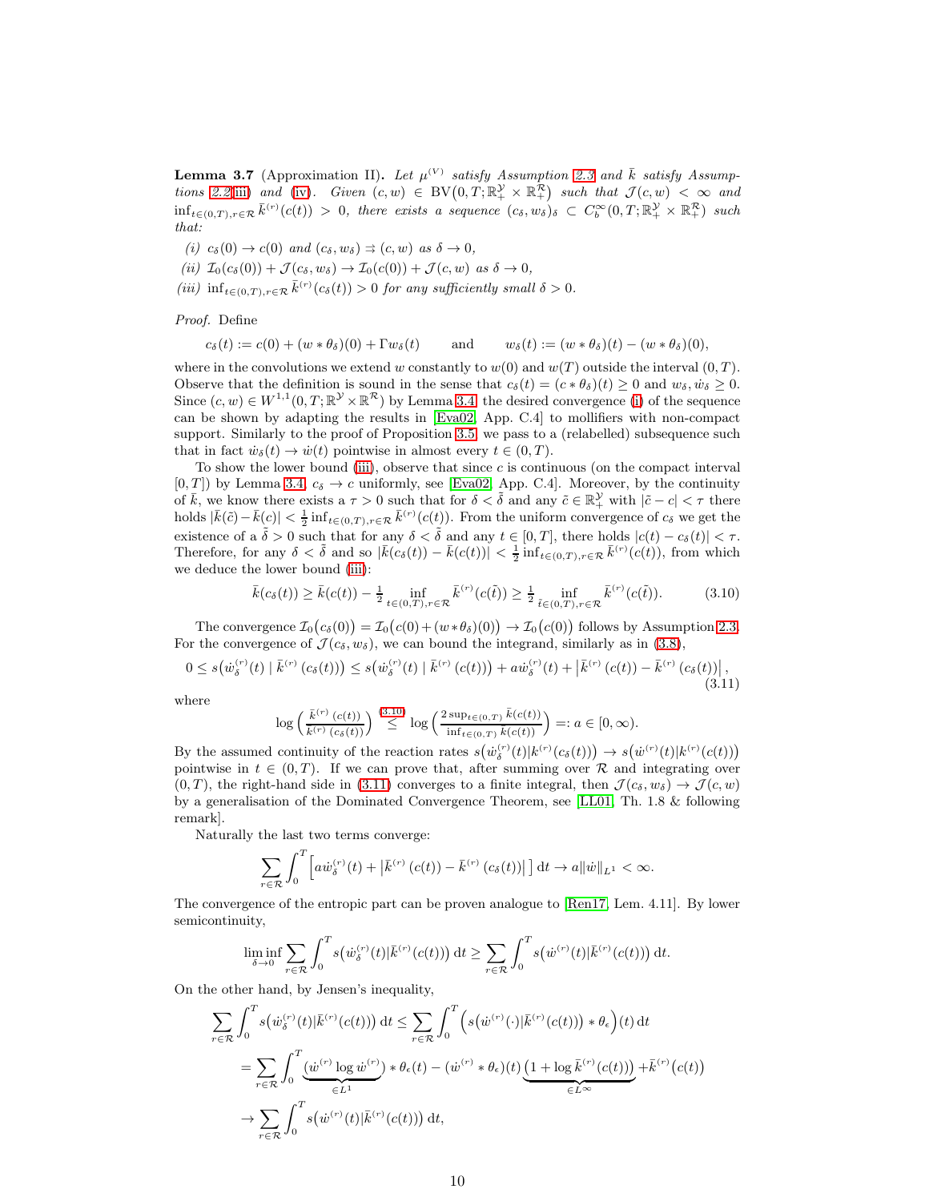**Lemma 3.7** (Approximation II)**.** *Let $\mu^{(V)}$ satisfy Assumption 2.3 and $\bar{k}$ satisfy Assumptions 2.2 iii) and (iv). Given $(c,w) \in \mathrm{BV}\big(0,T;\mathbb{R}_+^{\mathcal{Y}} \times \mathbb{R}_+^{\mathcal{R}}\big)$ such that $\mathcal{J}(c,w) < \infty$ and $\inf_{t\in(0,T),r\in\mathcal{R}} \bar{k}^{(r)}(c(t)) > 0$, there exists a sequence $(c_\delta, w_\delta)_\delta \subset C_b^\infty(0,T;\mathbb{R}_+^{\mathcal{Y}} \times \mathbb{R}_+^{\mathcal{R}})$ such that:*

*(i) $c_\delta(0) \to c(0)$ and $(c_\delta, w_\delta) \rightrightarrows (c,w)$ as $\delta \to 0$,*

*(ii) $\mathcal{I}_0(c_\delta(0)) + \mathcal{J}(c_\delta, w_\delta) \to \mathcal{I}_0(c(0)) + \mathcal{J}(c,w)$ as $\delta \to 0$,*

*(iii) $\inf_{t\in(0,T),r\in\mathcal{R}} \bar{k}^{(r)}(c_\delta(t)) > 0$ for any sufficiently small $\delta > 0$.*

*Proof.* Define

$$c_\delta(t) := c(0) + (w * \theta_\delta)(0) + \Gamma w_\delta(t) \qquad \text{and} \qquad w_\delta(t) := (w*\theta_\delta)(t) - (w*\theta_\delta)(0),$$

where in the convolutions we extend $w$ constantly to $w(0)$ and $w(T)$ outside the interval $(0,T)$. Observe that the definition is sound in the sense that $c_\delta(t) = (c * \theta_\delta)(t) \geq 0$ and $w_\delta, \dot{w}_\delta \geq 0$. Since $(c,w) \in W^{1,1}(0,T;\mathbb{R}^{\mathcal{Y}} \times \mathbb{R}^{\mathcal{R}})$ by Lemma 3.4, the desired convergence (i) of the sequence can be shown by adapting the results in [Eva02, App. C.4] to mollifiers with non-compact support. Similarly to the proof of Proposition 3.5, we pass to a (relabelled) subsequence such that in fact $\dot{w}_\delta(t) \to \dot{w}(t)$ pointwise in almost every $t \in (0,T)$.

To show the lower bound (iii), observe that since $c$ is continuous (on the compact interval $[0,T]$) by Lemma 3.4, $c_\delta \to c$ uniformly, see [Eva02, App. C.4]. Moreover, by the continuity of $\bar{k}$, we know there exists a $\tau > 0$ such that for $\delta < \tilde{\delta}$ and any $\tilde{c} \in \mathbb{R}_+^{\mathcal{Y}}$ with $|\tilde{c} - c| < \tau$ there holds $|\bar{k}(\tilde{c}) - \bar{k}(c)| < \frac{1}{2}\inf_{t\in(0,T),r\in\mathcal{R}} \bar{k}^{(r)}(c(t))$. From the uniform convergence of $c_\delta$ we get the existence of a $\tilde{\delta} > 0$ such that for any $\delta < \tilde{\delta}$ and any $t \in [0,T]$, there holds $|c(t) - c_\delta(t)| < \tau$. Therefore, for any $\delta < \tilde{\delta}$ and so $|\bar{k}(c_\delta(t)) - \bar{k}(c(t))| < \frac{1}{2}\inf_{t\in(0,T),r\in\mathcal{R}} \bar{k}^{(r)}(c(t))$, from which we deduce the lower bound (iii):

$$\bar{k}(c_\delta(t)) \geq \bar{k}(c(t)) - \tfrac{1}{2}\inf_{t\in(0,T),r\in\mathcal{R}} \bar{k}^{(r)}(c(\tilde{t})) \geq \tfrac{1}{2}\inf_{\tilde{t}\in(0,T),r\in\mathcal{R}} \bar{k}^{(r)}(c(\tilde{t})). \tag{3.10}$$

The convergence $\mathcal{I}_0\big(c_\delta(0)\big) = \mathcal{I}_0\big(c(0) + (w*\theta_\delta)(0)\big) \to \mathcal{I}_0\big(c(0)\big)$ follows by Assumption 2.3. For the convergence of $\mathcal{J}(c_\delta, w_\delta)$, we can bound the integrand, similarly as in (3.8),

$$0 \leq s\big(\dot{w}_\delta^{(r)}(t) \mid \bar{k}^{(r)}(c_\delta(t))\big) \leq s\big(\dot{w}_\delta^{(r)}(t) \mid \bar{k}^{(r)}(c(t))\big) + a\dot{w}_\delta^{(r)}(t) + \left|\bar{k}^{(r)}(c(t)) - \bar{k}^{(r)}(c_\delta(t))\right|, \tag{3.11}$$

where

$$\log\left(\tfrac{\bar{k}^{(r)}(c(t))}{\bar{k}^{(r)}(c_\delta(t))}\right) \overset{(3.10)}{\leq} \log\left(\tfrac{2\sup_{t\in(0,T)}\bar{k}(c(t))}{\inf_{t\in(0,T)}\bar{k}(c(t))}\right) =: a \in [0,\infty).$$

By the assumed continuity of the reaction rates $s\big(\dot{w}_\delta^{(r)}(t)|k^{(r)}(c_\delta(t))\big) \to s\big(\dot{w}^{(r)}(t)|k^{(r)}(c(t))\big)$ pointwise in $t \in (0,T)$. If we can prove that, after summing over $\mathcal{R}$ and integrating over $(0,T)$, the right-hand side in (3.11) converges to a finite integral, then $\mathcal{J}(c_\delta, w_\delta) \to \mathcal{J}(c,w)$ by a generalisation of the Dominated Convergence Theorem, see [LL01, Th. 1.8 & following remark].

Naturally the last two terms converge:

$$\sum_{r\in\mathcal{R}} \int_0^T \Big[a\dot{w}_\delta^{(r)}(t) + \left|\bar{k}^{(r)}(c(t)) - \bar{k}^{(r)}(c_\delta(t))\right|\Big]\,\mathrm{d}t \to a\|\dot{w}\|_{L^1} < \infty.$$

The convergence of the entropic part can be proven analogue to [Ren17, Lem. 4.11]. By lower semicontinuity,

$$\liminf_{\delta\to 0} \sum_{r\in\mathcal{R}} \int_0^T s\big(\dot{w}_\delta^{(r)}(t)|\bar{k}^{(r)}(c(t))\big)\,\mathrm{d}t \geq \sum_{r\in\mathcal{R}} \int_0^T s\big(\dot{w}^{(r)}(t)|\bar{k}^{(r)}(c(t))\big)\,\mathrm{d}t.$$

On the other hand, by Jensen's inequality,

$$\begin{aligned}
\sum_{r\in\mathcal{R}} \int_0^T s\big(\dot{w}_\delta^{(r)}(t)|\bar{k}^{(r)}(c(t))\big)\,\mathrm{d}t &\leq \sum_{r\in\mathcal{R}} \int_0^T \Big(s\big(\dot{w}^{(r)}(\cdot)|\bar{k}^{(r)}(c(t))\big) * \theta_\epsilon\Big)(t)\,\mathrm{d}t \\
&= \sum_{r\in\mathcal{R}} \int_0^T \underbrace{\big(\dot{w}^{(r)} \log \dot{w}^{(r)}\big)}_{\in L^1} * \theta_\epsilon(t) - (\dot{w}^{(r)} * \theta_\epsilon)(t)\underbrace{\big(1 + \log \bar{k}^{(r)}(c(t))\big)}_{\in L^\infty} + \bar{k}^{(r)}\big(c(t)\big) \\
&\to \sum_{r\in\mathcal{R}} \int_0^T s\big(\dot{w}^{(r)}(t)|\bar{k}^{(r)}(c(t))\big)\,\mathrm{d}t,
\end{aligned}$$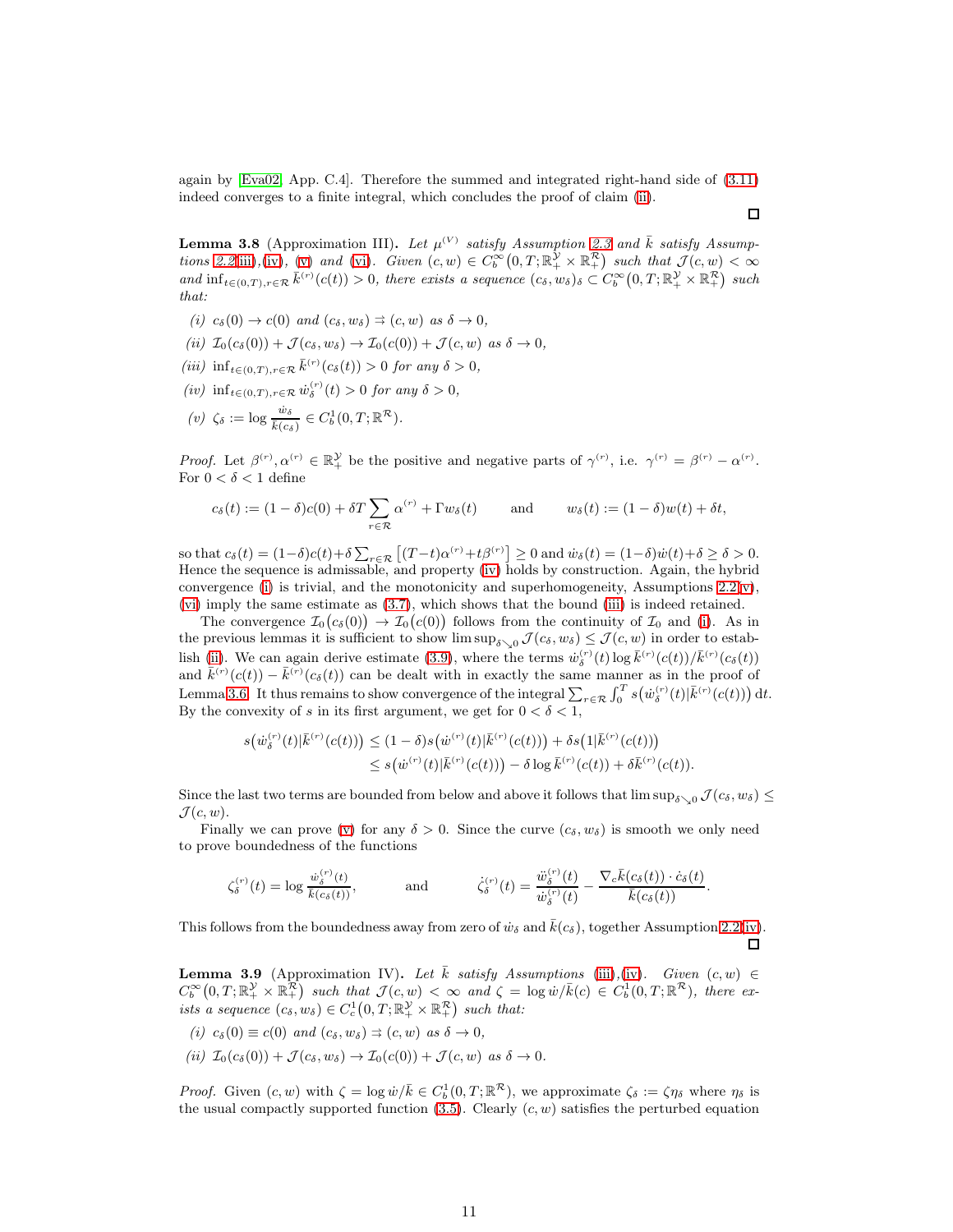again by [Eva02, App. C.4]. Therefore the summed and integrated right-hand side of (3.11) indeed converges to a finite integral, which concludes the proof of claim (ii).

∎

**Lemma 3.8** (Approximation III)**.** *Let $\mu^{(V)}$ satisfy Assumption 2.3 and $\bar{k}$ satisfy Assumptions 2.2(iii),(iv), (v) and (vi). Given $(c,w) \in C_b^\infty\big(0,T;\mathbb{R}_+^{\mathcal{Y}} \times \mathbb{R}_+^{\mathcal{R}}\big)$ such that $\mathcal{J}(c,w) < \infty$ and $\inf_{t\in(0,T), r\in\mathcal{R}} \bar{k}^{(r)}(c(t)) > 0$, there exists a sequence $(c_\delta, w_\delta)_\delta \subset C_b^\infty\big(0,T;\mathbb{R}_+^{\mathcal{Y}} \times \mathbb{R}_+^{\mathcal{R}}\big)$ such that:*

*(i) $c_\delta(0) \to c(0)$ and $(c_\delta, w_\delta) \rightrightarrows (c,w)$ as $\delta \to 0$,*

*(ii) $\mathcal{I}_0(c_\delta(0)) + \mathcal{J}(c_\delta, w_\delta) \to \mathcal{I}_0(c(0)) + \mathcal{J}(c,w)$ as $\delta \to 0$,*

*(iii) $\inf_{t\in(0,T), r\in\mathcal{R}} \bar{k}^{(r)}(c_\delta(t)) > 0$ for any $\delta > 0$,*

*(iv) $\inf_{t\in(0,T), r\in\mathcal{R}} \dot{w}_\delta^{(r)}(t) > 0$ for any $\delta > 0$,*

*(v) $\zeta_\delta := \log \frac{\dot{w}_\delta}{\bar{k}(c_\delta)} \in C_b^1(0,T;\mathbb{R}^{\mathcal{R}})$.*

*Proof.* Let $\beta^{(r)}, \alpha^{(r)} \in \mathbb{R}_+^{\mathcal{Y}}$ be the positive and negative parts of $\gamma^{(r)}$, i.e. $\gamma^{(r)} = \beta^{(r)} - \alpha^{(r)}$. For $0 < \delta < 1$ define

$$c_\delta(t) := (1-\delta)c(0) + \delta T \sum_{r\in\mathcal{R}} \alpha^{(r)} + \Gamma w_\delta(t) \qquad \text{and} \qquad w_\delta(t) := (1-\delta)w(t) + \delta t,$$

so that $c_\delta(t) = (1-\delta)c(t) + \delta \sum_{r\in\mathcal{R}} \big[(T-t)\alpha^{(r)} + t\beta^{(r)}\big] \geq 0$ and $\dot{w}_\delta(t) = (1-\delta)\dot{w}(t) + \delta \geq \delta > 0$. Hence the sequence is admissable, and property (iv) holds by construction. Again, the hybrid convergence (i) is trivial, and the monotonicity and superhomogeneity, Assumptions 2.2(v), (vi) imply the same estimate as (3.7), which shows that the bound (iii) is indeed retained.

The convergence $\mathcal{I}_0\big(c_\delta(0)\big) \to \mathcal{I}_0\big(c(0)\big)$ follows from the continuity of $\mathcal{I}_0$ and (i). As in the previous lemmas it is sufficient to show $\limsup_{\delta\searrow 0} \mathcal{J}(c_\delta, w_\delta) \leq \mathcal{J}(c,w)$ in order to establish (ii). We can again derive estimate (3.9), where the terms $\dot{w}_\delta^{(r)}(t) \log \bar{k}^{(r)}(c(t))/\bar{k}^{(r)}(c_\delta(t))$ and $\bar{k}^{(r)}(c(t)) - \bar{k}^{(r)}(c_\delta(t))$ can be dealt with in exactly the same manner as in the proof of Lemma 3.6. It thus remains to show convergence of the integral $\sum_{r\in\mathcal{R}} \int_0^T s\big(\dot{w}_\delta^{(r)}(t) | \bar{k}^{(r)}(c(t))\big)\,dt$. By the convexity of $s$ in its first argument, we get for $0 < \delta < 1$,

$$\begin{aligned} s\big(\dot{w}_\delta^{(r)}(t)|\bar{k}^{(r)}(c(t))\big) &\leq (1-\delta)s\big(\dot{w}^{(r)}(t)|\bar{k}^{(r)}(c(t))\big) + \delta s\big(1|\bar{k}^{(r)}(c(t))\big) \\ &\leq s\big(\dot{w}^{(r)}(t)|\bar{k}^{(r)}(c(t))\big) - \delta \log \bar{k}^{(r)}(c(t)) + \delta \bar{k}^{(r)}(c(t)). \end{aligned}$$

Since the last two terms are bounded from below and above it follows that $\limsup_{\delta\searrow 0} \mathcal{J}(c_\delta, w_\delta) \leq \mathcal{J}(c,w)$.

Finally we can prove (v) for any $\delta > 0$. Since the curve $(c_\delta, w_\delta)$ is smooth we only need to prove boundedness of the functions

$$\zeta_\delta^{(r)}(t) = \log \frac{\dot{w}_\delta^{(r)}(t)}{\bar{k}(c_\delta(t))}, \qquad \text{and} \qquad \dot{\zeta}_\delta^{(r)}(t) = \frac{\ddot{w}_\delta^{(r)}(t)}{\dot{w}_\delta^{(r)}(t)} - \frac{\nabla_c \bar{k}(c_\delta(t)) \cdot \dot{c}_\delta(t)}{\bar{k}(c_\delta(t))}.$$

This follows from the boundedness away from zero of $\dot{w}_\delta$ and $\bar{k}(c_\delta)$, together Assumption 2.2(iv). ∎

**Lemma 3.9** (Approximation IV)**.** *Let $\bar{k}$ satisfy Assumptions (iii),(iv). Given $(c,w) \in C_b^\infty\big(0,T;\mathbb{R}_+^{\mathcal{Y}} \times \mathbb{R}_+^{\mathcal{R}}\big)$ such that $\mathcal{J}(c,w) < \infty$ and $\zeta = \log \dot{w}/\bar{k}(c) \in C_b^1(0,T;\mathbb{R}^{\mathcal{R}})$, there exists a sequence $(c_\delta, w_\delta) \in C_c^1\big(0,T;\mathbb{R}_+^{\mathcal{Y}} \times \mathbb{R}_+^{\mathcal{R}}\big)$ such that:*

*(i) $c_\delta(0) \equiv c(0)$ and $(c_\delta, w_\delta) \rightrightarrows (c,w)$ as $\delta \to 0$,*

*(ii) $\mathcal{I}_0(c_\delta(0)) + \mathcal{J}(c_\delta, w_\delta) \to \mathcal{I}_0(c(0)) + \mathcal{J}(c,w)$ as $\delta \to 0$.*

*Proof.* Given $(c,w)$ with $\zeta = \log \dot{w}/\bar{k} \in C_b^1(0,T;\mathbb{R}^{\mathcal{R}})$, we approximate $\zeta_\delta := \zeta\eta_\delta$ where $\eta_\delta$ is the usual compactly supported function (3.5). Clearly $(c,w)$ satisfies the perturbed equation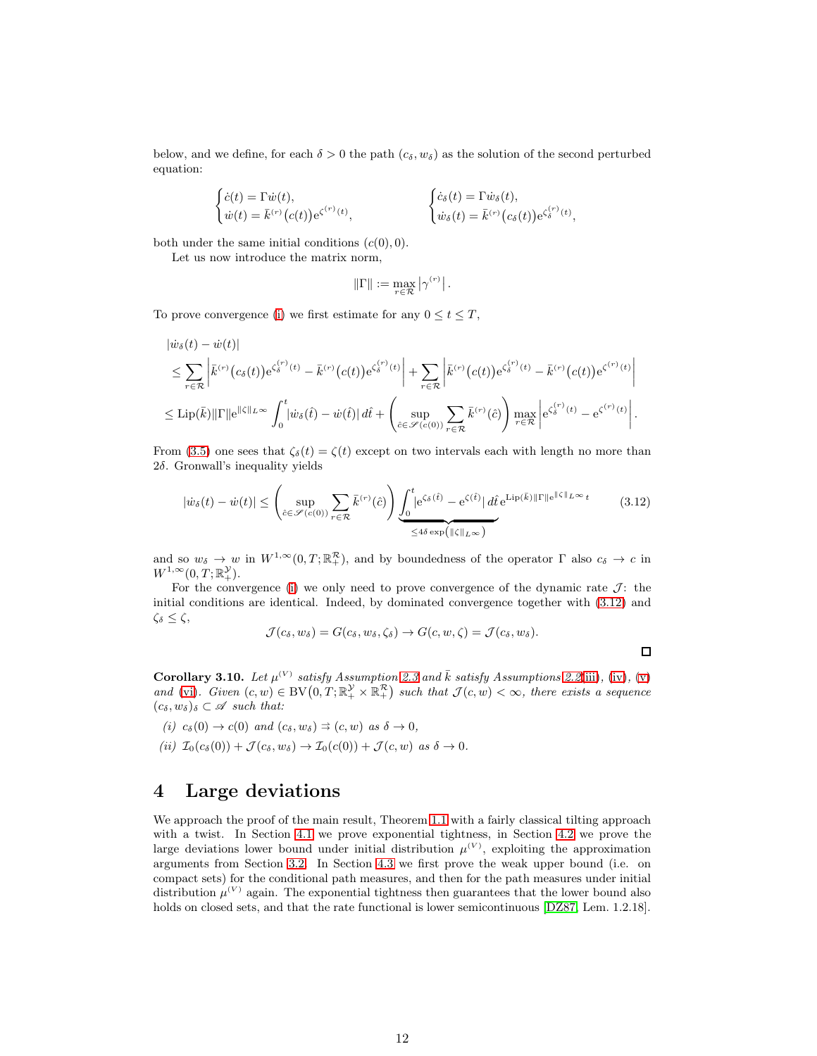below, and we define, for each $\delta > 0$ the path $(c_\delta, w_\delta)$ as the solution of the second perturbed equation:

$$\begin{cases} \dot c(t) = \Gamma \dot w(t), \\ \dot w(t) = \bar k^{(r)}\big(c(t)\big) \mathrm{e}^{\zeta^{(r)}(t)}, \end{cases} \qquad\qquad \begin{cases} \dot c_\delta(t) = \Gamma \dot w_\delta(t), \\ \dot w_\delta(t) = \bar k^{(r)}\big(c_\delta(t)\big) \mathrm{e}^{\zeta_\delta^{(r)}(t)}, \end{cases}$$

both under the same initial conditions $(c(0), 0)$.

Let us now introduce the matrix norm,

$$\|\Gamma\| := \max_{r\in\mathcal{R}} \left|\gamma^{(r)}\right|.$$

To prove convergence (i) we first estimate for any $0 \le t \le T$,

$$\begin{aligned}
&|\dot w_\delta(t) - \dot w(t)| \\
&\le \sum_{r\in\mathcal{R}} \left| \bar k^{(r)}\big(c_\delta(t)\big)\mathrm{e}^{\zeta_\delta^{(r)}(t)} - \bar k^{(r)}\big(c(t)\big)\mathrm{e}^{\zeta_\delta^{(r)}(t)} \right| + \sum_{r\in\mathcal{R}} \left| \bar k^{(r)}\big(c(t)\big)\mathrm{e}^{\zeta_\delta^{(r)}(t)} - \bar k^{(r)}\big(c(t)\big)\mathrm{e}^{\zeta^{(r)}(t)} \right| \\
&\le \mathrm{Lip}(\bar k)\|\Gamma\|\mathrm{e}^{\|\zeta\|_{L^\infty}} \int_0^t |\dot w_\delta(\hat t) - \dot w(\hat t)|\, d\hat t + \left( \sup_{\hat c \in \mathscr{S}(c(0))} \sum_{r\in\mathcal{R}} \bar k^{(r)}(\hat c) \right) \max_{r\in\mathcal{R}} \left| \mathrm{e}^{\zeta_\delta^{(r)}(t)} - \mathrm{e}^{\zeta^{(r)}(t)} \right|.
\end{aligned}$$

From (3.5) one sees that $\zeta_\delta(t) = \zeta(t)$ except on two intervals each with length no more than $2\delta$. Gronwall's inequality yields

$$|\dot w_\delta(t) - \dot w(t)| \le \left( \sup_{\hat c \in \mathscr{S}(c(0))} \sum_{r\in\mathcal{R}} \bar k^{(r)}(\hat c) \right) \underbrace{\int_0^t |\mathrm{e}^{\zeta_\delta(\hat t)} - \mathrm{e}^{\zeta(\hat t)}|\, d\hat t}_{\le 4\delta \exp\left(\|\zeta\|_{L^\infty}\right)} \mathrm{e}^{\mathrm{Lip}(\bar k)\|\Gamma\|\mathrm{e}^{\|\zeta\|_{L^\infty}} t} \tag{3.12}$$

and so $w_\delta \to w$ in $W^{1,\infty}(0,T;\mathbb{R}_+^{\mathcal{R}})$, and by boundedness of the operator $\Gamma$ also $c_\delta \to c$ in $W^{1,\infty}(0,T;\mathbb{R}_+^{\mathcal{Y}})$.

For the convergence (i) we only need to prove convergence of the dynamic rate $\mathcal{J}$: the initial conditions are identical. Indeed, by dominated convergence together with (3.12) and $\zeta_\delta \le \zeta$,

$$\mathcal{J}(c_\delta, w_\delta) = G(c_\delta, w_\delta, \zeta_\delta) \to G(c, w, \zeta) = \mathcal{J}(c_\delta, w_\delta).$$

$\square$

**Corollary 3.10.** *Let $\mu^{(V)}$ satisfy Assumption 2.3 and $\bar k$ satisfy Assumptions 2.2(iii), (iv), (v) and (vi). Given $(c, w) \in \mathrm{BV}\big(0,T;\mathbb{R}_+^{\mathcal{Y}} \times \mathbb{R}_+^{\mathcal{R}}\big)$ such that $\mathcal{J}(c, w) < \infty$, there exists a sequence $(c_\delta, w_\delta)_\delta \subset \mathscr{A}$ such that:*

*(i) $c_\delta(0) \to c(0)$ and $(c_\delta, w_\delta) \rightrightarrows (c, w)$ as $\delta \to 0$,*

*(ii) $\mathcal{I}_0(c_\delta(0)) + \mathcal{J}(c_\delta, w_\delta) \to \mathcal{I}_0(c(0)) + \mathcal{J}(c, w)$ as $\delta \to 0$.*

# 4 Large deviations

We approach the proof of the main result, Theorem 1.1 with a fairly classical tilting approach with a twist. In Section 4.1 we prove exponential tightness, in Section 4.2 we prove the large deviations lower bound under initial distribution $\mu^{(V)}$, exploiting the approximation arguments from Section 3.2. In Section 4.3 we first prove the weak upper bound (i.e. on compact sets) for the conditional path measures, and then for the path measures under initial distribution $\mu^{(V)}$ again. The exponential tightness then guarantees that the lower bound also holds on closed sets, and that the rate functional is lower semicontinuous [DZ87, Lem. 1.2.18].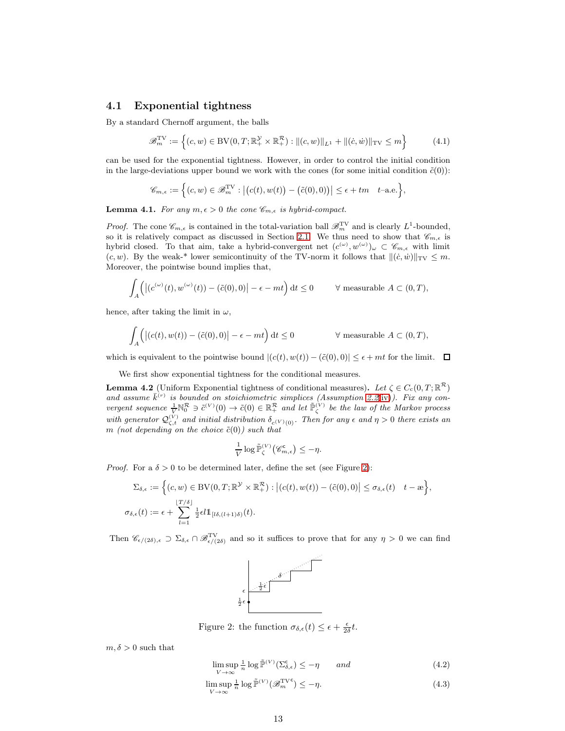## 4.1 Exponential tightness

By a standard Chernoff argument, the balls

$$\mathscr{B}_m^{\mathrm{TV}} := \Big\{(c,w) \in \mathrm{BV}(0,T;\mathbb{R}_+^{\mathcal{Y}} \times \mathbb{R}_+^{\mathcal{R}}) : \|(c,w)\|_{L^1} + \|(\dot c, \dot w)\|_{\mathrm{TV}} \leq m\Big\} \tag{4.1}$$

can be used for the exponential tightness. However, in order to control the initial condition in the large-deviations upper bound we work with the cones (for some initial condition $\tilde c(0)$):

$$\mathscr{C}_{m,\epsilon} := \Big\{(c,w) \in \mathscr{B}_m^{\mathrm{TV}} : \big|\big(c(t),w(t)\big) - \big(\tilde c(0),0\big)\big| \leq \epsilon + tm \quad t\text{–a.e.}\Big\},$$

**Lemma 4.1.** *For any $m,\epsilon > 0$ the cone $\mathscr{C}_{m,\epsilon}$ is hybrid-compact.*

*Proof.* The cone $\mathscr{C}_{m,\epsilon}$ is contained in the total-variation ball $\mathscr{B}_m^{\mathrm{TV}}$ and is clearly $L^1$-bounded, so it is relatively compact as discussed in Section 2.1. We thus need to show that $\mathscr{C}_{m,\epsilon}$ is hybrid closed. To that aim, take a hybrid-convergent net $(c^{(\omega)},w^{(\omega)})_\omega \subset \mathscr{C}_{m,\epsilon}$ with limit $(c,w)$. By the weak-\* lower semicontinuity of the TV-norm it follows that $\|(\dot c,\dot w)\|_{\mathrm{TV}} \leq m$. Moreover, the pointwise bound implies that,

$$\int_A \Big(\big|(c^{(\omega)}(t),w^{(\omega)}(t)) - (\tilde c(0),0)\big| - \epsilon - mt\Big)\,\mathrm{d}t \leq 0 \qquad \forall \text{ measurable } A \subset (0,T),$$

hence, after taking the limit in $\omega$,

$$\int_A \Big(\big|(c(t),w(t)) - (\tilde c(0),0)\big| - \epsilon - mt\Big)\,\mathrm{d}t \leq 0 \qquad \forall \text{ measurable } A \subset (0,T),$$

which is equivalent to the pointwise bound $|(c(t),w(t)) - (\tilde c(0),0)| \leq \epsilon + mt$ for the limit. $\square$

We first show exponential tightness for the conditional measures.

**Lemma 4.2** (Uniform Exponential tightness of conditional measures)**.** *Let $\zeta \in C_c(0,T;\mathbb{R}^{\mathcal{R}})$ and assume $\bar k^{(r)}$ is bounded on stoichiometric simplices (Assumption 2.2(iv)). Fix any convergent sequence $\frac{1}{V}\mathbb{N}_0^{\mathcal{R}} \ni \tilde c^{(V)}(0) \to \tilde c(0) \in \mathbb{R}_+^{\mathcal{R}}$ and let $\tilde{\mathbb{P}}_\zeta^{(V)}$ be the law of the Markov process with generator $\mathcal{Q}_{\zeta,t}^{(V)}$ and initial distribution $\delta_{c^{(V)}(0)}$. Then for any $\epsilon$ and $\eta > 0$ there exists an $m$ (not depending on the choice $\tilde c(0)$) such that*

$$\frac{1}{V}\log \tilde{\mathbb{P}}_\zeta^{(V)}\big(\mathscr{C}_{m,\epsilon}^{\mathsf{c}}\big) \leq -\eta.$$

*Proof.* For a $\delta > 0$ to be determined later, define the set (see Figure 2):

$$\Sigma_{\delta,\epsilon} := \Big\{(c,w) \in \mathrm{BV}(0,T;\mathbb{R}^{\mathcal{Y}} \times \mathbb{R}_+^{\mathcal{R}}) : \big|(c(t),w(t)) - (\tilde c(0),0)\big| \leq \sigma_{\delta,\epsilon}(t) \quad t - \text{æ}\Big\},$$

$$\sigma_{\delta,\epsilon}(t) := \epsilon + \sum_{l=1}^{\lfloor T/\delta \rfloor} \tfrac{1}{2}\epsilon l \mathbb{1}_{[l\delta,(l+1)\delta)}(t).$$

Then $\mathscr{C}_{\epsilon/(2\delta),\epsilon} \supset \Sigma_{\delta,\epsilon} \cap \mathscr{B}_{\epsilon/(2\delta)}^{\mathrm{TV}}$ and so it suffices to prove that for any $\eta > 0$ we can find

Figure 2: the function $\sigma_{\delta,\epsilon}(t) \leq \epsilon + \frac{\epsilon}{2\delta}t$.

$m,\delta > 0$ such that

$$\limsup_{V\to\infty} \tfrac{1}{n}\log \tilde{\mathbb{P}}^{(V)}(\Sigma_{\delta,\epsilon}^{\mathsf{c}}) \leq -\eta \qquad \textit{and} \tag{4.2}$$

$$\limsup_{V\to\infty} \tfrac{1}{n}\log \tilde{\mathbb{P}}^{(V)}(\mathscr{B}_m^{\mathrm{TV}\,\mathsf{c}}) \leq -\eta. \tag{4.3}$$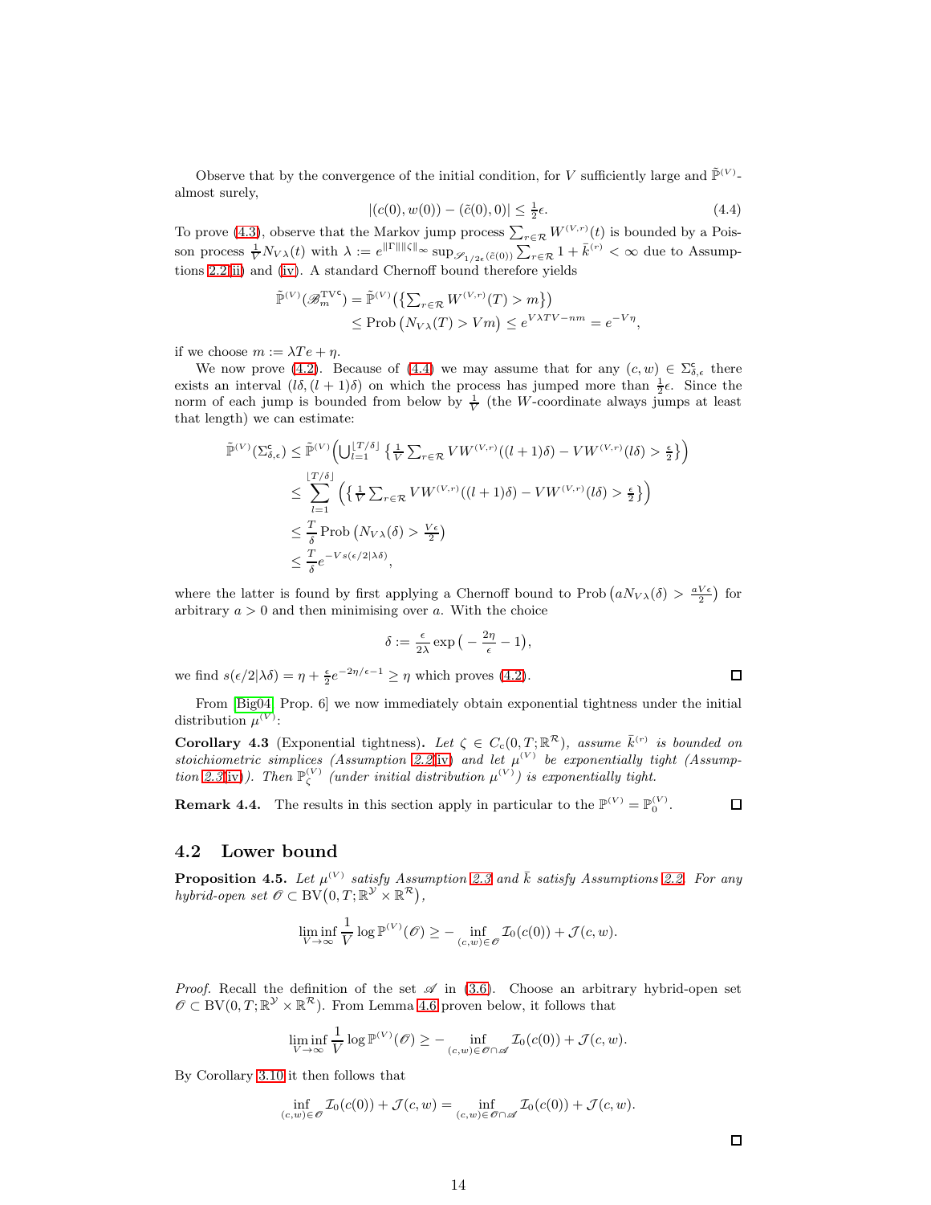Observe that by the convergence of the initial condition, for $V$ sufficiently large and $\tilde{\mathbb{P}}^{(V)}$-almost surely,

$$|(c(0), w(0)) - (\tilde{c}(0), 0)| \leq \tfrac{1}{2}\epsilon. \tag{4.4}$$

To prove (4.3), observe that the Markov jump process $\sum_{r\in\mathcal{R}} W^{(V,r)}(t)$ is bounded by a Poisson process $\frac{1}{V}N_{V\lambda}(t)$ with $\lambda := e^{\|\Gamma\|\|\zeta\|_\infty} \sup_{\mathscr{S}_{1/2\epsilon}(\tilde{c}(0))} \sum_{r\in\mathcal{R}} 1 + \bar{k}^{(r)} < \infty$ due to Assumptions 2.2ii) and (iv). A standard Chernoff bound therefore yields

$$\begin{aligned}
\tilde{\mathbb{P}}^{(V)}(\mathscr{B}_m^{\mathrm{TV}\mathsf{c}}) &= \tilde{\mathbb{P}}^{(V)}\big(\{\textstyle\sum_{r\in\mathcal{R}} W^{(V,r)}(T) > m\}\big) \\
&\leq \mathrm{Prob}\left(N_{V\lambda}(T) > Vm\right) \leq e^{V\lambda TV - nm} = e^{-V\eta},
\end{aligned}$$

if we choose $m := \lambda T e + \eta$.

We now prove (4.2). Because of (4.4) we may assume that for any $(c, w) \in \Sigma_{\delta,\epsilon}^{\mathsf{c}}$ there exists an interval $(l\delta, (l+1)\delta)$ on which the process has jumped more than $\frac{1}{2}\epsilon$. Since the norm of each jump is bounded from below by $\frac{1}{V}$ (the $W$-coordinate always jumps at least that length) we can estimate:

$$\begin{aligned}
\tilde{\mathbb{P}}^{(V)}(\Sigma_{\delta,\epsilon}^{\mathsf{c}}) &\leq \tilde{\mathbb{P}}^{(V)}\Big(\textstyle\bigcup_{l=1}^{\lfloor T/\delta\rfloor} \big\{\frac{1}{V}\sum_{r\in\mathcal{R}} VW^{(V,r)}((l+1)\delta) - VW^{(V,r)}(l\delta) > \frac{\epsilon}{2}\big\}\Big) \\
&\leq \sum_{l=1}^{\lfloor T/\delta\rfloor} \Big(\big\{\tfrac{1}{V}\textstyle\sum_{r\in\mathcal{R}} VW^{(V,r)}((l+1)\delta) - VW^{(V,r)}(l\delta) > \frac{\epsilon}{2}\big\}\Big) \\
&\leq \tfrac{T}{\delta}\,\mathrm{Prob}\left(N_{V\lambda}(\delta) > \tfrac{V\epsilon}{2}\right) \\
&\leq \tfrac{T}{\delta} e^{-Vs(\epsilon/2|\lambda\delta)},
\end{aligned}$$

where the latter is found by first applying a Chernoff bound to $\mathrm{Prob}\left(aN_{V\lambda}(\delta) > \frac{aV\epsilon}{2}\right)$ for arbitrary $a > 0$ and then minimising over $a$. With the choice

$$\delta := \tfrac{\epsilon}{2\lambda} \exp\left(-\tfrac{2\eta}{\epsilon} - 1\right),$$

we find $s(\epsilon/2|\lambda\delta) = \eta + \frac{\epsilon}{2}e^{-2\eta/\epsilon - 1} \geq \eta$ which proves (4.2). $\square$

From [Big04, Prop. 6] we now immediately obtain exponential tightness under the initial distribution $\mu^{(V)}$:

**Corollary 4.3** (Exponential tightness)**.** *Let $\zeta \in C_c(0, T; \mathbb{R}^{\mathcal{R}})$, assume $\bar{k}^{(r)}$ is bounded on stoichiometric simplices (Assumption 2.2iv) and let $\mu^{(V)}$ be exponentially tight (Assumption 2.3iv)). Then $\mathbb{P}_\zeta^{(V)}$ (under initial distribution $\mu^{(V)}$) is exponentially tight.*

**Remark 4.4.** The results in this section apply in particular to the $\mathbb{P}^{(V)} = \mathbb{P}_0^{(V)}$. $\square$

## 4.2 Lower bound

**Proposition 4.5.** *Let $\mu^{(V)}$ satisfy Assumption 2.3 and $\bar{k}$ satisfy Assumptions 2.2. For any hybrid-open set $\mathscr{O} \subset \mathrm{BV}(0, T; \mathbb{R}^{\mathcal{Y}} \times \mathbb{R}^{\mathcal{R}})$,*

$$\liminf_{V\to\infty} \frac{1}{V} \log \mathbb{P}^{(V)}(\mathscr{O}) \geq -\inf_{(c,w)\in\mathscr{O}} \mathcal{I}_0(c(0)) + \mathcal{J}(c, w).$$

*Proof.* Recall the definition of the set $\mathscr{A}$ in (3.6). Choose an arbitrary hybrid-open set $\mathscr{O} \subset \mathrm{BV}(0, T; \mathbb{R}^{\mathcal{Y}} \times \mathbb{R}^{\mathcal{R}})$. From Lemma 4.6 proven below, it follows that

$$\liminf_{V\to\infty} \frac{1}{V} \log \mathbb{P}^{(V)}(\mathscr{O}) \geq -\inf_{(c,w)\in\mathscr{O}\cap\mathscr{A}} \mathcal{I}_0(c(0)) + \mathcal{J}(c, w).$$

By Corollary 3.10 it then follows that

$$\inf_{(c,w)\in\mathscr{O}} \mathcal{I}_0(c(0)) + \mathcal{J}(c, w) = \inf_{(c,w)\in\mathscr{O}\cap\mathscr{A}} \mathcal{I}_0(c(0)) + \mathcal{J}(c, w).$$

$\square$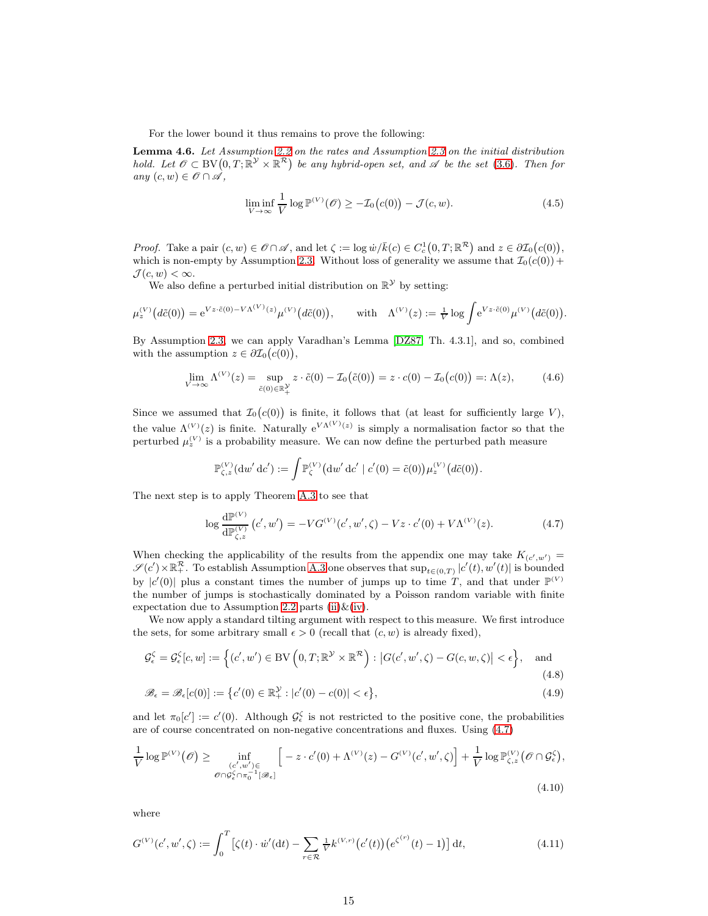For the lower bound it thus remains to prove the following:

**Lemma 4.6.** *Let Assumption 2.2 on the rates and Assumption 2.3 on the initial distribution hold. Let $\mathscr{O} \subset \mathrm{BV}\big(0,T;\mathbb{R}^{\mathcal{Y}}\times\mathbb{R}^{\mathcal{R}}\big)$ be any hybrid-open set, and $\mathscr{A}$ be the set (3.6). Then for any $(c,w) \in \mathscr{O}\cap\mathscr{A}$,*

$$
\liminf_{V\to\infty} \frac{1}{V}\log \mathbb{P}^{(V)}(\mathscr{O}) \geq -\mathcal{I}_0\big(c(0)\big) - \mathcal{J}(c,w). \tag{4.5}
$$

*Proof.* Take a pair $(c,w)\in\mathscr{O}\cap\mathscr{A}$, and let $\zeta := \log \dot w/\bar k(c) \in C^1_c\big(0,T;\mathbb{R}^{\mathcal{R}}\big)$ and $z\in\partial\mathcal{I}_0\big(c(0)\big)$, which is non-empty by Assumption 2.3. Without loss of generality we assume that $\mathcal{I}_0(c(0)) + \mathcal{J}(c,w)<\infty$.

We also define a perturbed initial distribution on $\mathbb{R}^{\mathcal{Y}}$ by setting:

$$
\mu^{(V)}_z\big(d\tilde c(0)\big) = \mathrm{e}^{Vz\cdot\tilde c(0) - V\Lambda^{(V)}(z)}\mu^{(V)}\big(d\tilde c(0)\big), \qquad \text{with} \quad \Lambda^{(V)}(z) := \tfrac{1}{V}\log\int \mathrm{e}^{Vz\cdot\tilde c(0)}\mu^{(V)}\big(d\tilde c(0)\big).
$$

By Assumption 2.3, we can apply Varadhan's Lemma [DZ87, Th. 4.3.1], and so, combined with the assumption $z\in\partial\mathcal{I}_0\big(c(0)\big)$,

$$
\lim_{V\to\infty}\Lambda^{(V)}(z) = \sup_{\tilde c(0)\in\mathbb{R}^{\mathcal{Y}}_+} z\cdot\tilde c(0) - \mathcal{I}_0\big(\tilde c(0)\big) = z\cdot c(0) - \mathcal{I}_0\big(c(0)\big) =: \Lambda(z), \tag{4.6}
$$

Since we assumed that $\mathcal{I}_0\big(c(0)\big)$ is finite, it follows that (at least for sufficiently large $V$), the value $\Lambda^{(V)}(z)$ is finite. Naturally $\mathrm{e}^{V\Lambda^{(V)}(z)}$ is simply a normalisation factor so that the perturbed $\mu^{(V)}_z$ is a probability measure. We can now define the perturbed path measure

$$
\mathbb{P}^{(V)}_{\zeta,z}(\mathrm{d}w'\,\mathrm{d}c') := \int \mathbb{P}^{(V)}_{\zeta}\big(\mathrm{d}w'\,\mathrm{d}c' \mid c'(0)=\tilde c(0)\big)\mu^{(V)}_z\big(d\tilde c(0)\big).
$$

The next step is to apply Theorem A.3 to see that

$$
\log\frac{\mathrm{d}\mathbb{P}^{(V)}}{\mathrm{d}\mathbb{P}^{(V)}_{\zeta,z}}\big(c',w'\big) = -VG^{(V)}(c',w',\zeta) - Vz\cdot c'(0) + V\Lambda^{(V)}(z). \tag{4.7}
$$

When checking the applicability of the results from the appendix one may take $K_{(c',w')} = \mathscr{S}(c')\times\mathbb{R}^{\mathcal{R}}_+$. To establish Assumption A.3 one observes that $\sup_{t\in(0,T)}|c'(t),w'(t)|$ is bounded by $|c'(0)|$ plus a constant times the number of jumps up to time $T$, and that under $\mathbb{P}^{(V)}$ the number of jumps is stochastically dominated by a Poisson random variable with finite expectation due to Assumption 2.2 parts (ii)&(iv).

We now apply a standard tilting argument with respect to this measure. We first introduce the sets, for some arbitrary small $\epsilon>0$ (recall that $(c,w)$ is already fixed),

$$
\mathcal{G}^{\zeta}_{\epsilon} = \mathcal{G}^{\zeta}_{\epsilon}[c,w] := \Big\{(c',w')\in\mathrm{BV}\Big(0,T;\mathbb{R}^{\mathcal{Y}}\times\mathbb{R}^{\mathcal{R}}\Big) : \big|G(c',w',\zeta) - G(c,w,\zeta)\big| < \epsilon\Big\}, \quad \text{and} \tag{4.8}
$$

$$
\mathscr{B}_\epsilon = \mathscr{B}_\epsilon[c(0)] := \big\{c'(0)\in\mathbb{R}^{\mathcal{Y}}_+ : |c'(0)-c(0)|<\epsilon\big\}, \tag{4.9}
$$

and let $\pi_0[c'] := c'(0)$. Although $\mathcal{G}^{\zeta}_{\epsilon}$ is not restricted to the positive cone, the probabilities are of course concentrated on non-negative concentrations and fluxes. Using (4.7)

$$
\frac{1}{V}\log\mathbb{P}^{(V)}\big(\mathscr{O}\big) \geq \inf_{\substack{(c',w')\in\\ \mathscr{O}\cap\mathcal{G}^{\zeta}_{\epsilon}\cap\pi_0^{-1}[\mathscr{B}_\epsilon]}} \Big[-z\cdot c'(0) + \Lambda^{(V)}(z) - G^{(V)}(c',w',\zeta)\Big] + \frac{1}{V}\log\mathbb{P}^{(V)}_{\zeta,z}\big(\mathscr{O}\cap\mathcal{G}^{\zeta}_{\epsilon}\big), \tag{4.10}
$$

where

$$
G^{(V)}(c',w',\zeta) := \int_0^T \Big[\zeta(t)\cdot\dot w'(\mathrm{d}t) - \sum_{r\in\mathcal{R}}\tfrac{1}{V}k^{(V,r)}\big(c'(t)\big)\big(e^{\zeta^{(r)}}(t)-1\big)\Big]\,\mathrm{d}t, \tag{4.11}
$$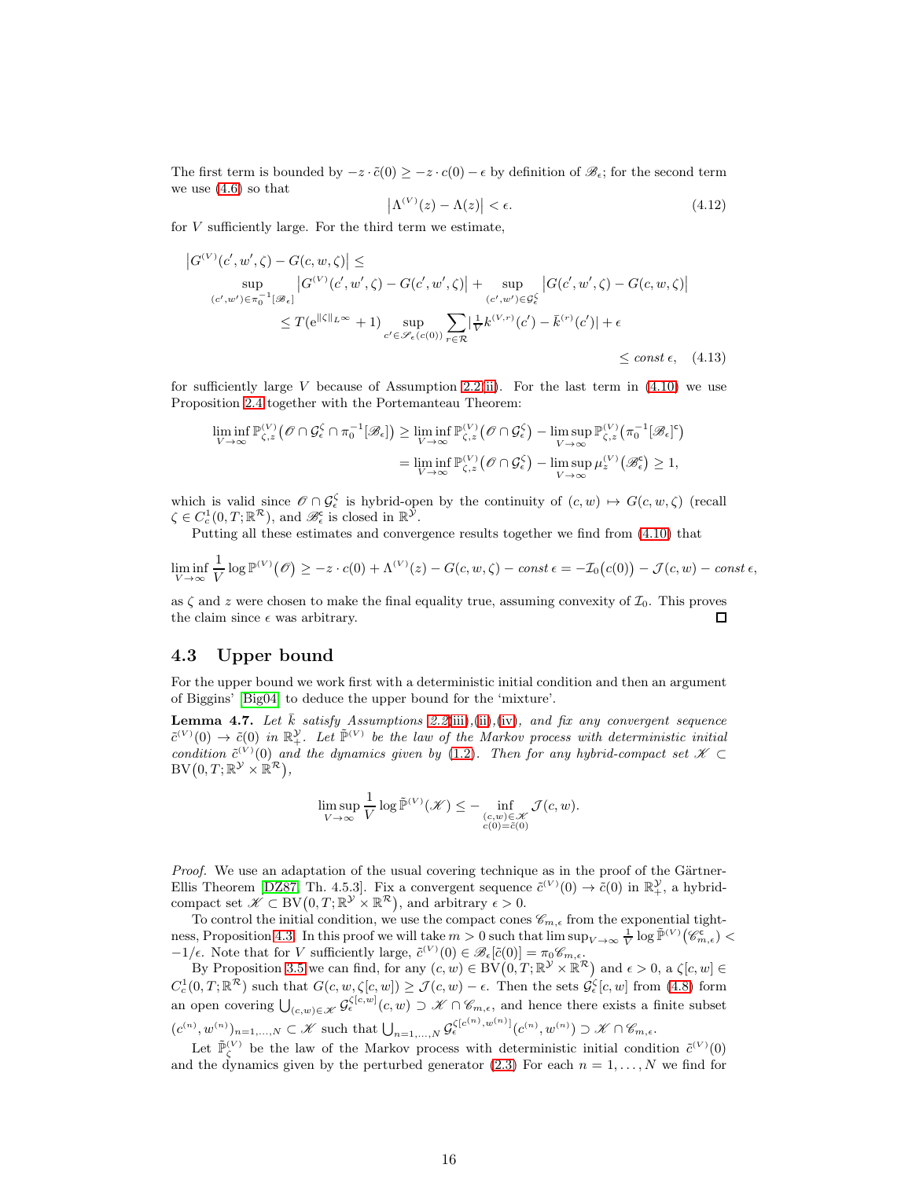The first term is bounded by $-z \cdot \tilde{c}(0) \geq -z \cdot c(0) - \epsilon$ by definition of $\mathscr{B}_\epsilon$; for the second term we use (4.6) so that

$$
\left|\Lambda^{(V)}(z) - \Lambda(z)\right| < \epsilon. \tag{4.12}
$$

for $V$ sufficiently large. For the third term we estimate,

$$
\begin{aligned}
&\left|G^{(V)}(c', w', \zeta) - G(c, w, \zeta)\right| \leq \\
&\quad \sup_{(c',w') \in \pi_0^{-1}[\mathscr{B}_\epsilon]} \left|G^{(V)}(c', w', \zeta) - G(c', w', \zeta)\right| + \sup_{(c',w') \in \mathcal{G}_\epsilon^\zeta} \left|G(c', w', \zeta) - G(c, w, \zeta)\right| \\
&\qquad \leq T(\mathrm{e}^{\|\zeta\|_{L^\infty}} + 1) \sup_{c' \in \mathscr{S}_\epsilon(c(0))} \sum_{r \in \mathcal{R}} \left|\tfrac{1}{V} k^{(V,r)}(c') - \bar{k}^{(r)}(c')\right| + \epsilon \\
&\qquad \leq const\, \epsilon,
\end{aligned} \tag{4.13}
$$

for sufficiently large $V$ because of Assumption 2.2(ii). For the last term in (4.10) we use Proposition 2.4 together with the Portemanteau Theorem:

$$
\begin{aligned}
\liminf_{V\to\infty} \mathbb{P}^{(V)}_{\zeta,z}\big(\mathscr{O} \cap \mathcal{G}^\zeta_\epsilon \cap \pi_0^{-1}[\mathscr{B}_\epsilon]\big) &\geq \liminf_{V\to\infty} \mathbb{P}^{(V)}_{\zeta,z}\big(\mathscr{O} \cap \mathcal{G}^\zeta_\epsilon\big) - \limsup_{V\to\infty} \mathbb{P}^{(V)}_{\zeta,z}\big(\pi_0^{-1}[\mathscr{B}_\epsilon]^\mathsf{c}\big) \\
&= \liminf_{V\to\infty} \mathbb{P}^{(V)}_{\zeta,z}\big(\mathscr{O} \cap \mathcal{G}^\zeta_\epsilon\big) - \limsup_{V\to\infty} \mu^{(V)}_z\big(\mathscr{B}^\mathsf{c}_\epsilon\big) \geq 1,
\end{aligned}
$$

which is valid since $\mathscr{O} \cap \mathcal{G}^\zeta_\epsilon$ is hybrid-open by the continuity of $(c, w) \mapsto G(c, w, \zeta)$ (recall $\zeta \in C^1_c(0, T; \mathbb{R}^\mathcal{R})$, and $\mathscr{B}^\mathsf{c}_\epsilon$ is closed in $\mathbb{R}^\mathcal{Y}$.

Putting all these estimates and convergence results together we find from (4.10) that

$$
\liminf_{V\to\infty} \frac{1}{V} \log \mathbb{P}^{(V)}\big(\mathscr{O}\big) \geq -z \cdot c(0) + \Lambda^{(V)}(z) - G(c, w, \zeta) - const\,\epsilon = -\mathcal{I}_0\big(c(0)\big) - \mathcal{J}(c, w) - const\,\epsilon,
$$

as $\zeta$ and $z$ were chosen to make the final equality true, assuming convexity of $\mathcal{I}_0$. This proves the claim since $\epsilon$ was arbitrary. ◻

## 4.3 Upper bound

For the upper bound we work first with a deterministic initial condition and then an argument of Biggins' [Big04] to deduce the upper bound for the 'mixture'.

**Lemma 4.7.** *Let $\bar{k}$ satisfy Assumptions 2.2(iii),(ii),(iv), and fix any convergent sequence $\tilde{c}^{(V)}(0) \to \tilde{c}(0)$ in $\mathbb{R}^\mathcal{Y}_+$. Let $\tilde{\mathbb{P}}^{(V)}$ be the law of the Markov process with deterministic initial condition $\tilde{c}^{(V)}(0)$ and the dynamics given by (1.2). Then for any hybrid-compact set $\mathscr{K} \subset \mathrm{BV}\big(0, T; \mathbb{R}^\mathcal{Y} \times \mathbb{R}^\mathcal{R}\big)$,*

$$
\limsup_{V\to\infty} \frac{1}{V} \log \tilde{\mathbb{P}}^{(V)}(\mathscr{K}) \leq - \inf_{\substack{(c,w)\in\mathscr{K} \\ c(0)=\tilde{c}(0)}} \mathcal{J}(c, w).
$$

*Proof.* We use an adaptation of the usual covering technique as in the proof of the Gärtner-Ellis Theorem [DZ87, Th. 4.5.3]. Fix a convergent sequence $\tilde{c}^{(V)}(0) \to \tilde{c}(0)$ in $\mathbb{R}^\mathcal{Y}_+$, a hybrid-compact set $\mathscr{K} \subset \mathrm{BV}\big(0, T; \mathbb{R}^\mathcal{Y} \times \mathbb{R}^\mathcal{R}\big)$, and arbitrary $\epsilon > 0$.

To control the initial condition, we use the compact cones $\mathscr{C}_{m,\epsilon}$ from the exponential tightness, Proposition 4.3. In this proof we will take $m > 0$ such that $\limsup_{V\to\infty} \frac{1}{V} \log \tilde{\mathbb{P}}^{(V)}\big(\mathscr{C}^\mathsf{c}_{m,\epsilon}\big) < -1/\epsilon$. Note that for $V$ sufficiently large, $\tilde{c}^{(V)}(0) \in \mathscr{B}_\epsilon[\tilde{c}(0)] = \pi_0 \mathscr{C}_{m,\epsilon}$.

By Proposition 3.5 we can find, for any $(c, w) \in \mathrm{BV}\big(0, T; \mathbb{R}^\mathcal{Y} \times \mathbb{R}^\mathcal{R}\big)$ and $\epsilon > 0$, a $\zeta[c, w] \in C^1_c(0, T; \mathbb{R}^\mathcal{R})$ such that $G(c, w, \zeta[c, w]) \geq \mathcal{J}(c, w) - \epsilon$. Then the sets $\mathcal{G}^\zeta_\epsilon[c, w]$ from (4.8) form an open covering $\bigcup_{(c,w)\in\mathscr{K}} \mathcal{G}^{\zeta[c,w]}_\epsilon(c, w) \supset \mathscr{K} \cap \mathscr{C}_{m,\epsilon}$, and hence there exists a finite subset $(c^{(n)}, w^{(n)})_{n=1,\ldots,N} \subset \mathscr{K}$ such that $\bigcup_{n=1,\ldots,N} \mathcal{G}^{\zeta[c^{(n)},w^{(n)}]}_\epsilon(c^{(n)}, w^{(n)}) \supset \mathscr{K} \cap \mathscr{C}_{m,\epsilon}$.

Let $\tilde{\mathbb{P}}^{(V)}_\zeta$ be the law of the Markov process with deterministic initial condition $\tilde{c}^{(V)}(0)$ and the dynamics given by the perturbed generator (2.3) For each $n = 1, \ldots, N$ we find for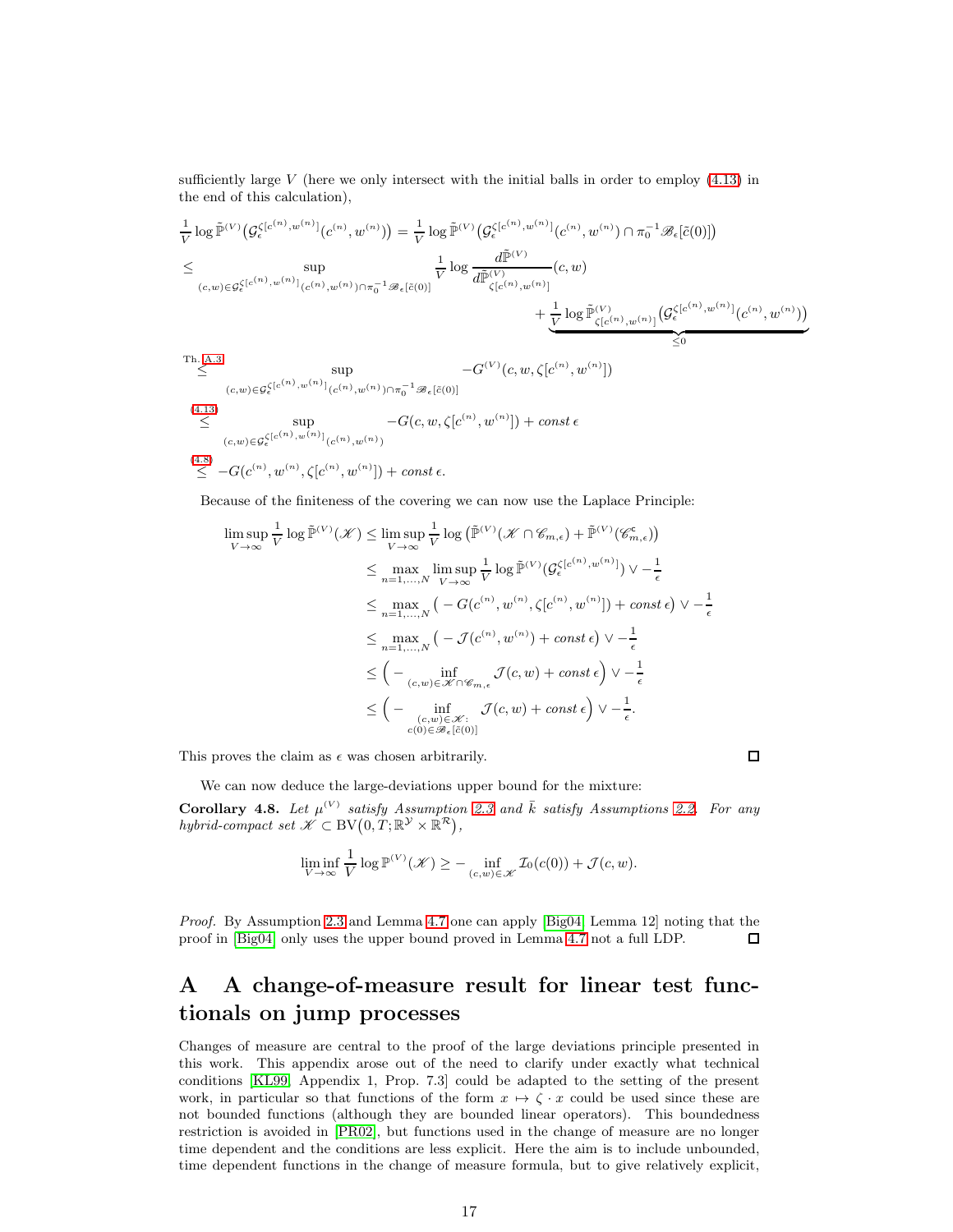sufficiently large $V$ (here we only intersect with the initial balls in order to employ (4.13) in the end of this calculation),

$$
\begin{aligned}
&\frac{1}{V}\log\tilde{\mathbb{P}}^{(V)}\big(\mathcal{G}_\epsilon^{\zeta[c^{(n)},w^{(n)}]}(c^{(n)},w^{(n)})\big) = \frac{1}{V}\log\tilde{\mathbb{P}}^{(V)}\big(\mathcal{G}_\epsilon^{\zeta[c^{(n)},w^{(n)}]}(c^{(n)},w^{(n)})\cap\pi_0^{-1}\mathscr{B}_\epsilon[\tilde{c}(0)]\big)\\
&\leq \sup_{(c,w)\in\mathcal{G}_\epsilon^{\zeta[c^{(n)},w^{(n)}]}(c^{(n)},w^{(n)})\cap\pi_0^{-1}\mathscr{B}_\epsilon[\tilde{c}(0)]} \frac{1}{V}\log\frac{d\tilde{\mathbb{P}}^{(V)}}{d\tilde{\mathbb{P}}^{(V)}_{\zeta[c^{(n)},w^{(n)}]}}(c,w)\\
&\qquad\qquad + \underbrace{\frac{1}{V}\log\tilde{\mathbb{P}}^{(V)}_{\zeta[c^{(n)},w^{(n)}]}\big(\mathcal{G}_\epsilon^{\zeta[c^{(n)},w^{(n)}]}(c^{(n)},w^{(n)})\big)}_{\leq 0}\\
&\overset{\text{Th. A.3}}{\leq} \sup_{(c,w)\in\mathcal{G}_\epsilon^{\zeta[c^{(n)},w^{(n)}]}(c^{(n)},w^{(n)})\cap\pi_0^{-1}\mathscr{B}_\epsilon[\tilde{c}(0)]} -G^{(V)}(c,w,\zeta[c^{(n)},w^{(n)}])\\
&\overset{(4.13)}{\leq} \sup_{(c,w)\in\mathcal{G}_\epsilon^{\zeta[c^{(n)},w^{(n)}]}(c^{(n)},w^{(n)})} -G(c,w,\zeta[c^{(n)},w^{(n)}]) + const\,\epsilon\\
&\overset{(4.8)}{\leq} -G(c^{(n)},w^{(n)},\zeta[c^{(n)},w^{(n)}]) + const\,\epsilon.
\end{aligned}
$$

Because of the finiteness of the covering we can now use the Laplace Principle:

$$
\begin{aligned}
\limsup_{V\to\infty}\frac{1}{V}\log\tilde{\mathbb{P}}^{(V)}(\mathscr{K}) &\leq \limsup_{V\to\infty}\frac{1}{V}\log\big(\tilde{\mathbb{P}}^{(V)}(\mathscr{K}\cap\mathscr{C}_{m,\epsilon}) + \tilde{\mathbb{P}}^{(V)}(\mathscr{C}_{m,\epsilon}^{\mathsf{c}})\big)\\
&\leq \max_{n=1,\dots,N}\limsup_{V\to\infty}\frac{1}{V}\log\tilde{\mathbb{P}}^{(V)}(\mathcal{G}_\epsilon^{\zeta[c^{(n)},w^{(n)}]}) \vee -\frac{1}{\epsilon}\\
&\leq \max_{n=1,\dots,N}\big(-G(c^{(n)},w^{(n)},\zeta[c^{(n)},w^{(n)}]) + const\,\epsilon\big) \vee -\frac{1}{\epsilon}\\
&\leq \max_{n=1,\dots,N}\big(-\mathcal{J}(c^{(n)},w^{(n)}) + const\,\epsilon\big) \vee -\frac{1}{\epsilon}\\
&\leq \Big(-\inf_{(c,w)\in\mathscr{K}\cap\mathscr{C}_{m,\epsilon}}\mathcal{J}(c,w) + const\,\epsilon\Big) \vee -\frac{1}{\epsilon}\\
&\leq \Big(-\inf_{\substack{(c,w)\in\mathscr{K}:\\ c(0)\in\mathscr{B}_\epsilon[\tilde{c}(0)]}}\mathcal{J}(c,w) + const\,\epsilon\Big) \vee -\frac{1}{\epsilon}.
\end{aligned}
$$

This proves the claim as $\epsilon$ was chosen arbitrarily. ◻

We can now deduce the large-deviations upper bound for the mixture:

**Corollary 4.8.** *Let $\mu^{(V)}$ satisfy Assumption 2.3 and $\bar{k}$ satisfy Assumptions 2.2. For any hybrid-compact set $\mathscr{K}\subset \mathrm{BV}\big(0,T;\mathbb{R}^{\mathcal{Y}}\times\mathbb{R}^{\mathcal{R}}\big)$,*

$$
\liminf_{V\to\infty}\frac{1}{V}\log\mathbb{P}^{(V)}(\mathscr{K}) \geq -\inf_{(c,w)\in\mathscr{K}}\mathcal{I}_0(c(0)) + \mathcal{J}(c,w).
$$

*Proof.* By Assumption 2.3 and Lemma 4.7 one can apply [Big04, Lemma 12] noting that the proof in [Big04] only uses the upper bound proved in Lemma 4.7 not a full LDP. ◻

# A A change-of-measure result for linear test functionals on jump processes

Changes of measure are central to the proof of the large deviations principle presented in this work. This appendix arose out of the need to clarify under exactly what technical conditions [KL99, Appendix 1, Prop. 7.3] could be adapted to the setting of the present work, in particular so that functions of the form $x\mapsto\zeta\cdot x$ could be used since these are not bounded functions (although they are bounded linear operators). This boundedness restriction is avoided in [PR02], but functions used in the change of measure are no longer time dependent and the conditions are less explicit. Here the aim is to include unbounded, time dependent functions in the change of measure formula, but to give relatively explicit,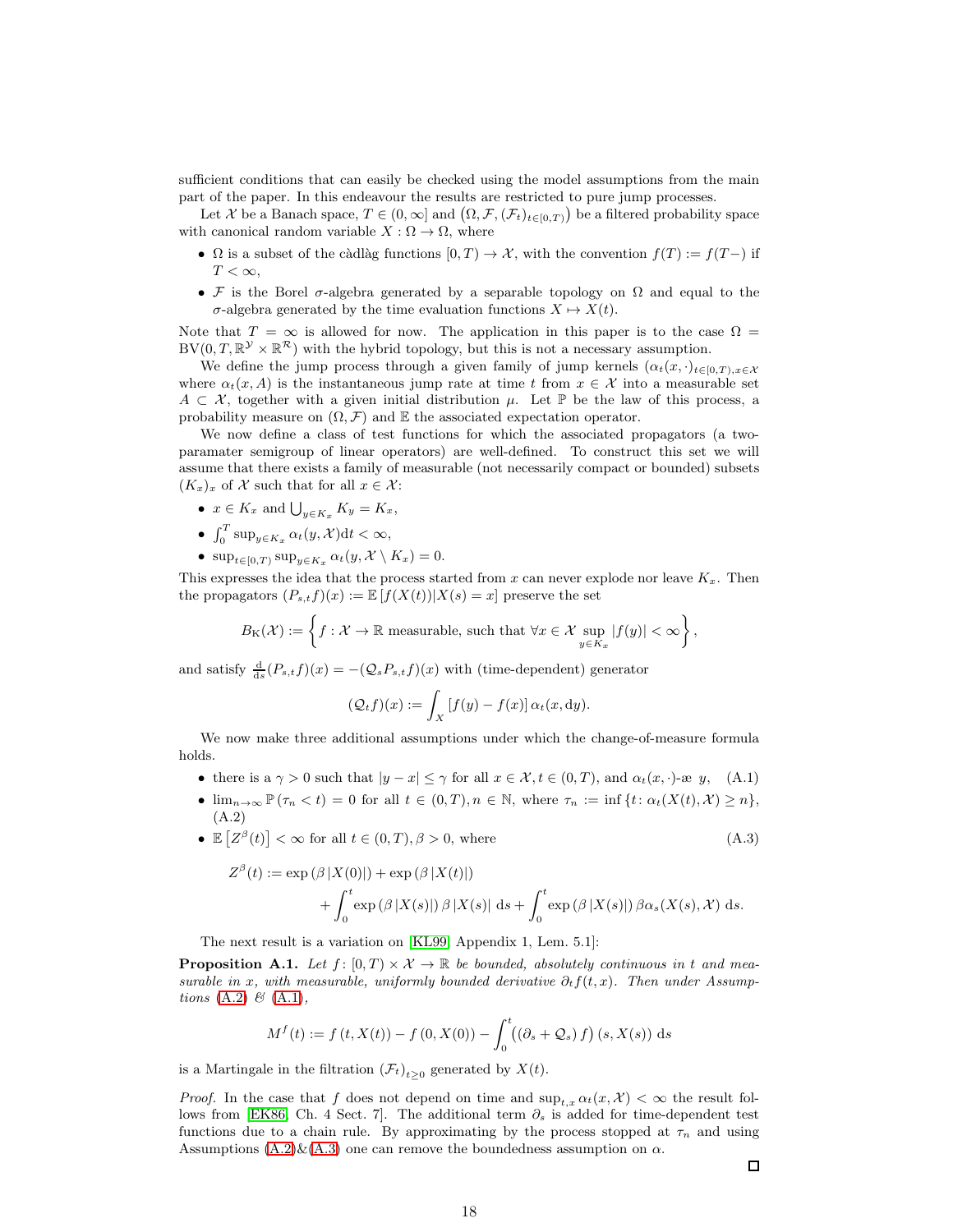sufficient conditions that can easily be checked using the model assumptions from the main part of the paper. In this endeavour the results are restricted to pure jump processes.

Let $\mathcal{X}$ be a Banach space, $T \in (0, \infty]$ and $(\Omega, \mathcal{F}, (\mathcal{F}_t)_{t\in[0,T)})$ be a filtered probability space with canonical random variable $X : \Omega \to \Omega$, where

- $\Omega$ is a subset of the càdlàg functions $[0,T) \to \mathcal{X}$, with the convention $f(T) := f(T-)$ if $T < \infty$,
- $\mathcal{F}$ is the Borel $\sigma$-algebra generated by a separable topology on $\Omega$ and equal to the $\sigma$-algebra generated by the time evaluation functions $X \mapsto X(t)$.

Note that $T = \infty$ is allowed for now. The application in this paper is to the case $\Omega = \mathrm{BV}(0, T, \mathbb{R}^{\mathcal{Y}} \times \mathbb{R}^{\mathcal{R}})$ with the hybrid topology, but this is not a necessary assumption.

We define the jump process through a given family of jump kernels $(\alpha_t(x, \cdot))_{t\in[0,T), x\in\mathcal{X}}$ where $\alpha_t(x, A)$ is the instantaneous jump rate at time $t$ from $x \in \mathcal{X}$ into a measurable set $A \subset \mathcal{X}$, together with a given initial distribution $\mu$. Let $\mathbb{P}$ be the law of this process, a probability measure on $(\Omega, \mathcal{F})$ and $\mathbb{E}$ the associated expectation operator.

We now define a class of test functions for which the associated propagators (a two-paramater semigroup of linear operators) are well-defined. To construct this set we will assume that there exists a family of measurable (not necessarily compact or bounded) subsets $(K_x)_x$ of $\mathcal{X}$ such that for all $x \in \mathcal{X}$:

- $x \in K_x$ and $\bigcup_{y\in K_x} K_y = K_x$,
- $\int_0^T \sup_{y\in K_x} \alpha_t(y, \mathcal{X})\mathrm{d}t < \infty$,
- $\sup_{t\in[0,T)} \sup_{y\in K_x} \alpha_t(y, \mathcal{X} \setminus K_x) = 0$.

This expresses the idea that the process started from $x$ can never explode nor leave $K_x$. Then the propagators $(P_{s,t}f)(x) := \mathbb{E}\left[f(X(t))|X(s) = x\right]$ preserve the set

$$B_{\mathrm{K}}(\mathcal{X}) := \left\{ f : \mathcal{X} \to \mathbb{R} \text{ measurable, such that } \forall x \in \mathcal{X} \sup_{y\in K_x} |f(y)| < \infty \right\},$$

and satisfy $\frac{\mathrm{d}}{\mathrm{d}s}(P_{s,t}f)(x) = -(\mathcal{Q}_s P_{s,t} f)(x)$ with (time-dependent) generator

$$(\mathcal{Q}_t f)(x) := \int_X \left[f(y) - f(x)\right] \alpha_t(x, \mathrm{d}y).$$

We now make three additional assumptions under which the change-of-measure formula holds.

- there is a $\gamma > 0$ such that $|y - x| \leq \gamma$ for all $x \in \mathcal{X}, t \in (0,T)$, and $\alpha_t(x, \cdot)$-æ $y$, (A.1)
- $\lim_{n\to\infty} \mathbb{P}(\tau_n < t) = 0$ for all $t \in (0,T), n \in \mathbb{N}$, where $\tau_n := \inf\{t \colon \alpha_t(X(t), \mathcal{X}) \geq n\}$, (A.2)
- $\mathbb{E}\left[Z^\beta(t)\right] < \infty$ for all $t \in (0,T), \beta > 0$, where (A.3)

$$\begin{aligned} Z^\beta(t) := \exp\left(\beta\,|X(0)|\right) + \exp\left(\beta\,|X(t)|\right) \\ + \int_0^t \exp\left(\beta\,|X(s)|\right) \beta\,|X(s)|\;\mathrm{d}s + \int_0^t \exp\left(\beta\,|X(s)|\right) \beta\alpha_s(X(s), \mathcal{X})\;\mathrm{d}s. \end{aligned}$$

The next result is a variation on [KL99, Appendix 1, Lem. 5.1]:

**Proposition A.1.** *Let $f \colon [0,T) \times \mathcal{X} \to \mathbb{R}$ be bounded, absolutely continuous in $t$ and measurable in $x$, with measurable, uniformly bounded derivative $\partial_t f(t,x)$. Then under Assumptions (A.2) & (A.1),*

$$M^f(t) := f\left(t, X(t)\right) - f\left(0, X(0)\right) - \int_0^t \left(\left(\partial_s + \mathcal{Q}_s\right) f\right)(s, X(s))\;\mathrm{d}s$$

*is a Martingale in the filtration $(\mathcal{F}_t)_{t\geq 0}$ generated by $X(t)$.*

*Proof.* In the case that $f$ does not depend on time and $\sup_{t,x} \alpha_t(x, \mathcal{X}) < \infty$ the result follows from [EK86, Ch. 4 Sect. 7]. The additional term $\partial_s$ is added for time-dependent test functions due to a chain rule. By approximating by the process stopped at $\tau_n$ and using Assumptions (A.2)&(A.3) one can remove the boundedness assumption on $\alpha$. $\square$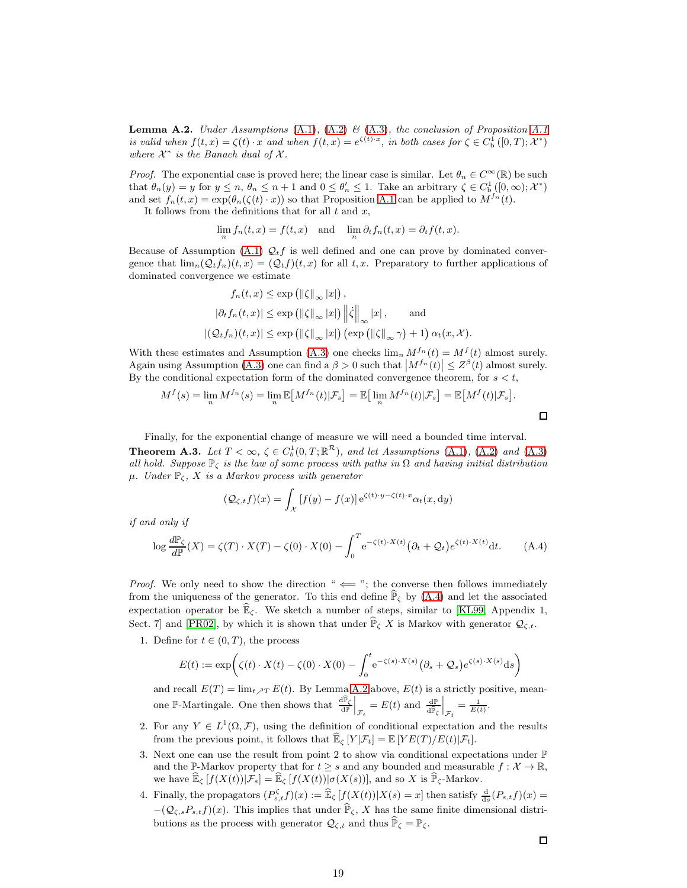**Lemma A.2.** *Under Assumptions (A.1), (A.2) & (A.3), the conclusion of Proposition A.1 is valid when $f(t,x) = \zeta(t) \cdot x$ and when $f(t,x) = e^{\zeta(t)\cdot x}$, in both cases for $\zeta \in C^1_{\mathrm{b}}([0,T); \mathcal{X}^*)$ where $\mathcal{X}^*$ is the Banach dual of $\mathcal{X}$.*

*Proof.* The exponential case is proved here; the linear case is similar. Let $\theta_n \in C^\infty(\mathbb{R})$ be such that $\theta_n(y) = y$ for $y \leq n$, $\theta_n \leq n+1$ and $0 \leq \theta_n' \leq 1$. Take an arbitrary $\zeta \in C^1_{\mathrm{b}}([0,\infty); \mathcal{X}^*)$ and set $f_n(t,x) = \exp(\theta_n(\zeta(t)\cdot x))$ so that Proposition A.1 can be applied to $M^{f_n}(t)$.

It follows from the definitions that for all $t$ and $x$,

$$\lim_n f_n(t,x) = f(t,x) \quad \text{and} \quad \lim_n \partial_t f_n(t,x) = \partial_t f(t,x).$$

Because of Assumption (A.1) $\mathcal{Q}_t f$ is well defined and one can prove by dominated convergence that $\lim_n (\mathcal{Q}_t f_n)(t,x) = (\mathcal{Q}_t f)(t,x)$ for all $t, x$. Preparatory to further applications of dominated convergence we estimate

$$\begin{aligned}
f_n(t,x) &\leq \exp\left(\|\zeta\|_\infty |x|\right), \\
|\partial_t f_n(t,x)| &\leq \exp\left(\|\zeta\|_\infty |x|\right) \left\|\dot{\zeta}\right\|_\infty |x|, \qquad \text{and} \\
|(\mathcal{Q}_t f_n)(t,x)| &\leq \exp\left(\|\zeta\|_\infty |x|\right)\left(\exp\left(\|\zeta\|_\infty \gamma\right) + 1\right) \alpha_t(x, \mathcal{X}).
\end{aligned}$$

With these estimates and Assumption (A.3) one checks $\lim_n M^{f_n}(t) = M^f(t)$ almost surely. Again using Assumption (A.3) one can find a $\beta > 0$ such that $\left|M^{f_n}(t)\right| \leq Z^\beta(t)$ almost surely. By the conditional expectation form of the dominated convergence theorem, for $s < t$,

$$M^f(s) = \lim_n M^{f_n}(s) = \lim_n \mathbb{E}\big[M^{f_n}(t)|\mathcal{F}_s\big] = \mathbb{E}\big[\lim_n M^{f_n}(t)|\mathcal{F}_s\big] = \mathbb{E}\big[M^f(t)|\mathcal{F}_s\big].$$

$\square$

Finally, for the exponential change of measure we will need a bounded time interval.

**Theorem A.3.** *Let $T < \infty$, $\zeta \in C^1_b(0,T;\mathbb{R}^{\mathcal{R}})$, and let Assumptions (A.1), (A.2) and (A.3) all hold. Suppose $\mathbb{P}_\zeta$ is the law of some process with paths in $\Omega$ and having initial distribution $\mu$. Under $\mathbb{P}_\zeta$, $X$ is a Markov process with generator*

$$(\mathcal{Q}_{\zeta,t} f)(x) = \int_{\mathcal{X}} [f(y) - f(x)]\, \mathrm{e}^{\zeta(t)\cdot y - \zeta(t)\cdot x} \alpha_t(x, \mathrm{d}y)$$

*if and only if*

$$\log \frac{\mathrm{d}\mathbb{P}_\zeta}{\mathrm{d}\mathbb{P}}(X) = \zeta(T)\cdot X(T) - \zeta(0)\cdot X(0) - \int_0^T \mathrm{e}^{-\zeta(t)\cdot X(t)} \big(\partial_t + \mathcal{Q}_t\big) e^{\zeta(t)\cdot X(t)} \mathrm{d}t. \tag{A.4}$$

*Proof.* We only need to show the direction "$\Longleftarrow$"; the converse then follows immediately from the uniqueness of the generator. To this end define $\widehat{\mathbb{P}}_\zeta$ by (A.4) and let the associated expectation operator be $\widehat{\mathbb{E}}_\zeta$. We sketch a number of steps, similar to [KL99, Appendix 1, Sect. 7] and [PR02], by which it is shown that under $\widehat{\mathbb{P}}_\zeta$ $X$ is Markov with generator $\mathcal{Q}_{\zeta,t}$.

1. Define for $t \in (0,T)$, the process

$$E(t) := \exp\!\left(\zeta(t)\cdot X(t) - \zeta(0)\cdot X(0) - \int_0^t \mathrm{e}^{-\zeta(s)\cdot X(s)} \big(\partial_s + \mathcal{Q}_s\big) e^{\zeta(s)\cdot X(s)} \mathrm{d}s\right)$$

   and recall $E(T) = \lim_{t\nearrow T} E(t)$. By Lemma A.2 above, $E(t)$ is a strictly positive, mean-one $\mathbb{P}$-Martingale. One then shows that $\left.\frac{\mathrm{d}\widehat{\mathbb{P}}_\zeta}{\mathrm{d}\mathbb{P}}\right|_{\mathcal{F}_t} = E(t)$ and $\left.\frac{\mathrm{d}\mathbb{P}}{\mathrm{d}\widehat{\mathbb{P}}_\zeta}\right|_{\mathcal{F}_t} = \frac{1}{E(t)}$.

2. For any $Y \in L^1(\Omega, \mathcal{F})$, using the definition of conditional expectation and the results from the previous point, it follows that $\widehat{\mathbb{E}}_\zeta[Y|\mathcal{F}_t] = \mathbb{E}[YE(T)/E(t)|\mathcal{F}_t]$.

3. Next one can use the result from point 2 to show via conditional expectations under $\mathbb{P}$ and the $\mathbb{P}$-Markov property that for $t \geq s$ and any bounded and measurable $f : \mathcal{X} \to \mathbb{R}$, we have $\widehat{\mathbb{E}}_\zeta[f(X(t))|\mathcal{F}_s] = \widehat{\mathbb{E}}_\zeta[f(X(t))|\sigma(X(s))]$, and so $X$ is $\widehat{\mathbb{P}}_\zeta$-Markov.

4. Finally, the propagators $(P^\zeta_{s,t} f)(x) := \widehat{\mathbb{E}}_\zeta[f(X(t))|X(s) = x]$ then satisfy $\frac{\mathrm{d}}{\mathrm{d}s}(P_{s,t}f)(x) = -(\mathcal{Q}_{\zeta,s}P_{s,t}f)(x)$. This implies that under $\widehat{\mathbb{P}}_\zeta$, $X$ has the same finite dimensional distributions as the process with generator $\mathcal{Q}_{\zeta,t}$ and thus $\widehat{\mathbb{P}}_\zeta = \mathbb{P}_\zeta$.

$\square$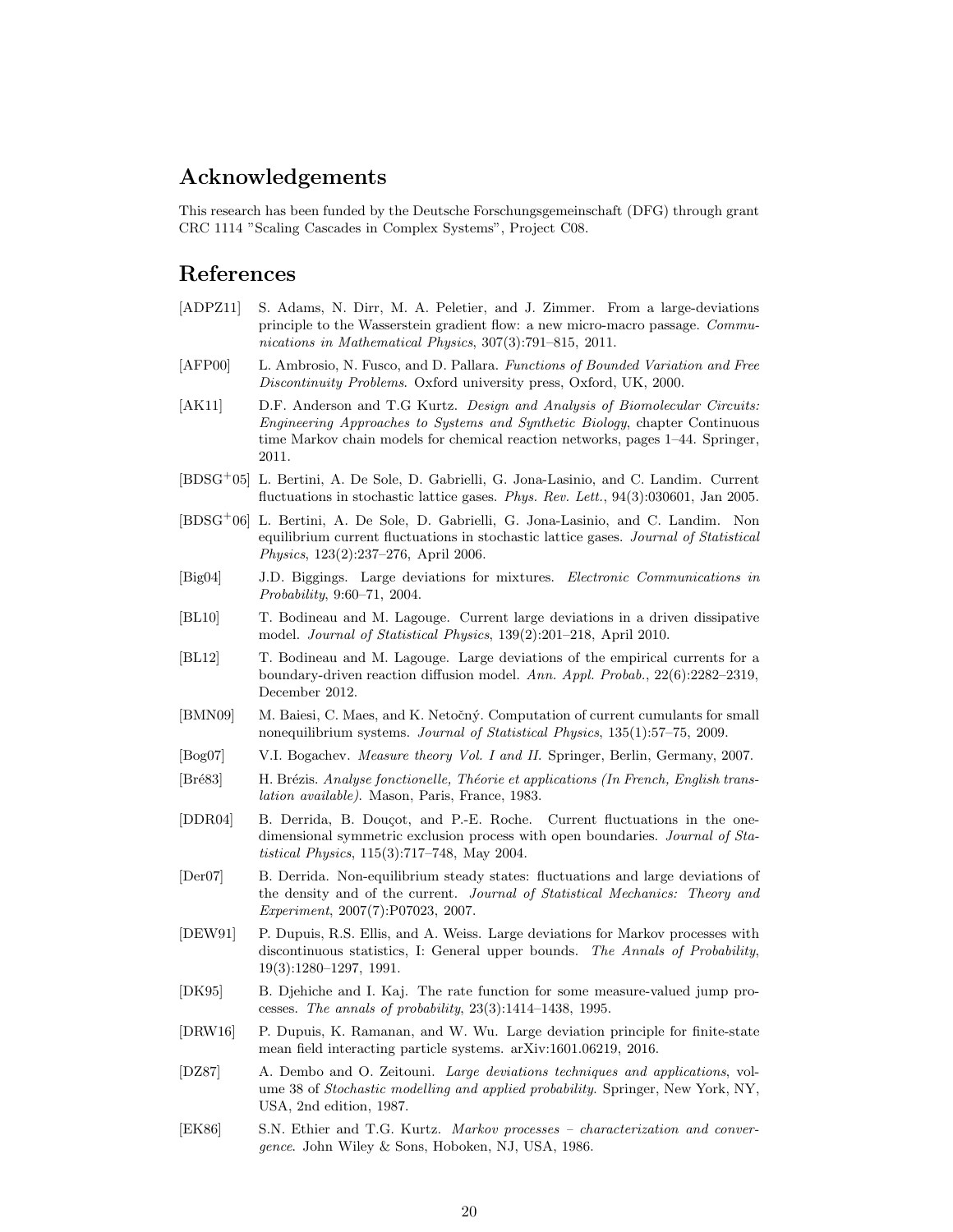## Acknowledgements

This research has been funded by the Deutsche Forschungsgemeinschaft (DFG) through grant CRC 1114 "Scaling Cascades in Complex Systems", Project C08.

## References

[ADPZ11] S. Adams, N. Dirr, M. A. Peletier, and J. Zimmer. From a large-deviations principle to the Wasserstein gradient flow: a new micro-macro passage. *Communications in Mathematical Physics*, 307(3):791–815, 2011.

[AFP00] L. Ambrosio, N. Fusco, and D. Pallara. *Functions of Bounded Variation and Free Discontinuity Problems*. Oxford university press, Oxford, UK, 2000.

[AK11] D.F. Anderson and T.G Kurtz. *Design and Analysis of Biomolecular Circuits: Engineering Approaches to Systems and Synthetic Biology*, chapter Continuous time Markov chain models for chemical reaction networks, pages 1–44. Springer, 2011.

[BDSG+05] L. Bertini, A. De Sole, D. Gabrielli, G. Jona-Lasinio, and C. Landim. Current fluctuations in stochastic lattice gases. *Phys. Rev. Lett.*, 94(3):030601, Jan 2005.

[BDSG+06] L. Bertini, A. De Sole, D. Gabrielli, G. Jona-Lasinio, and C. Landim. Non equilibrium current fluctuations in stochastic lattice gases. *Journal of Statistical Physics*, 123(2):237–276, April 2006.

[Big04] J.D. Biggings. Large deviations for mixtures. *Electronic Communications in Probability*, 9:60–71, 2004.

[BL10] T. Bodineau and M. Lagouge. Current large deviations in a driven dissipative model. *Journal of Statistical Physics*, 139(2):201–218, April 2010.

[BL12] T. Bodineau and M. Lagouge. Large deviations of the empirical currents for a boundary-driven reaction diffusion model. *Ann. Appl. Probab.*, 22(6):2282–2319, December 2012.

[BMN09] M. Baiesi, C. Maes, and K. Netočný. Computation of current cumulants for small nonequilibrium systems. *Journal of Statistical Physics*, 135(1):57–75, 2009.

[Bog07] V.I. Bogachev. *Measure theory Vol. I and II*. Springer, Berlin, Germany, 2007.

[Bré83] H. Brézis. *Analyse fonctionelle, Théorie et applications (In French, English translation available)*. Mason, Paris, France, 1983.

[DDR04] B. Derrida, B. Douçot, and P.-E. Roche. Current fluctuations in the one-dimensional symmetric exclusion process with open boundaries. *Journal of Statistical Physics*, 115(3):717–748, May 2004.

[Der07] B. Derrida. Non-equilibrium steady states: fluctuations and large deviations of the density and of the current. *Journal of Statistical Mechanics: Theory and Experiment*, 2007(7):P07023, 2007.

[DEW91] P. Dupuis, R.S. Ellis, and A. Weiss. Large deviations for Markov processes with discontinuous statistics, I: General upper bounds. *The Annals of Probability*, 19(3):1280–1297, 1991.

[DK95] B. Djehiche and I. Kaj. The rate function for some measure-valued jump processes. *The annals of probability*, 23(3):1414–1438, 1995.

[DRW16] P. Dupuis, K. Ramanan, and W. Wu. Large deviation principle for finite-state mean field interacting particle systems. arXiv:1601.06219, 2016.

[DZ87] A. Dembo and O. Zeitouni. *Large deviations techniques and applications*, volume 38 of *Stochastic modelling and applied probability*. Springer, New York, NY, USA, 2nd edition, 1987.

[EK86] S.N. Ethier and T.G. Kurtz. *Markov processes – characterization and convergence*. John Wiley & Sons, Hoboken, NJ, USA, 1986.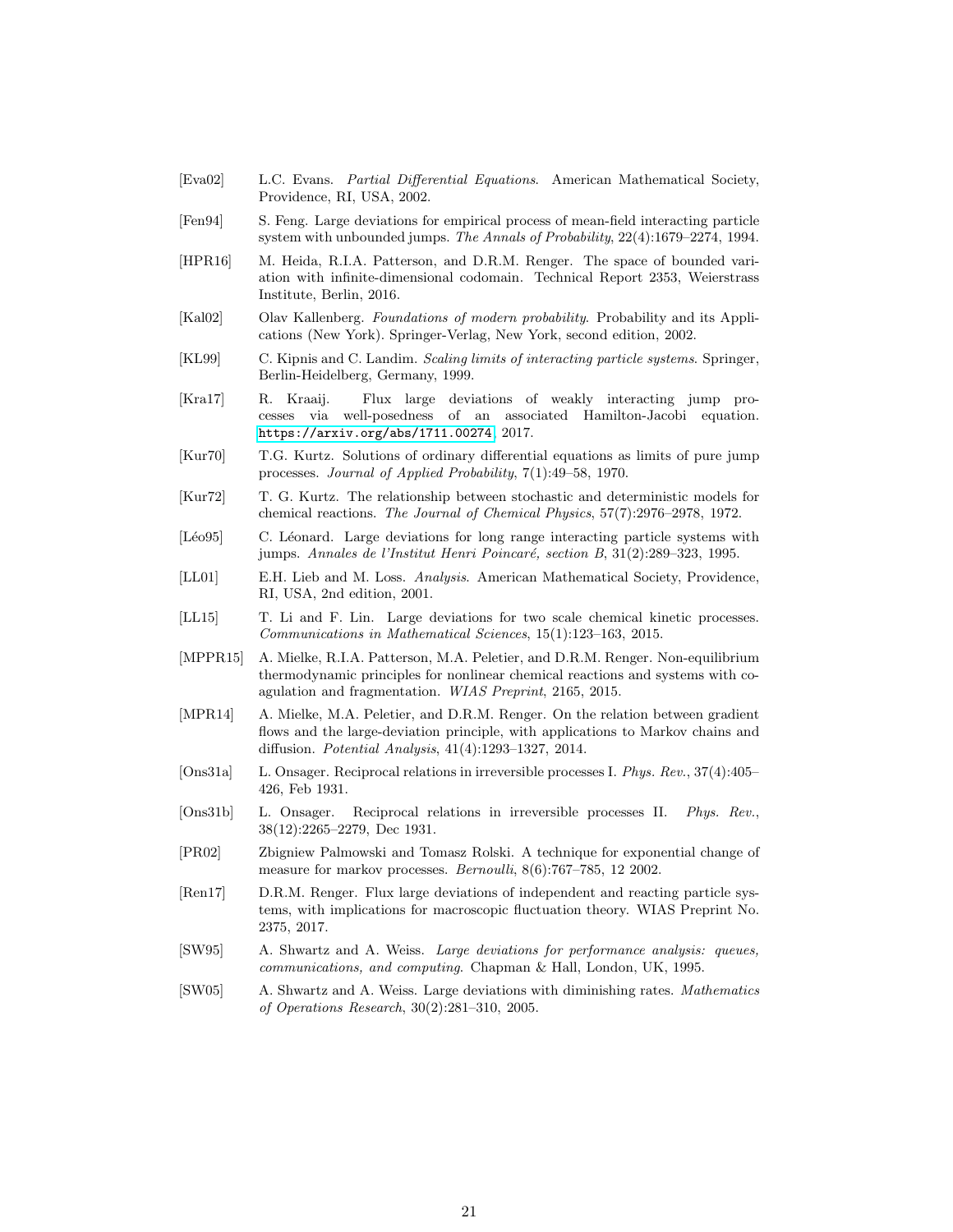[Eva02] L.C. Evans. *Partial Differential Equations*. American Mathematical Society, Providence, RI, USA, 2002.

[Fen94] S. Feng. Large deviations for empirical process of mean-field interacting particle system with unbounded jumps. *The Annals of Probability*, 22(4):1679–2274, 1994.

[HPR16] M. Heida, R.I.A. Patterson, and D.R.M. Renger. The space of bounded variation with infinite-dimensional codomain. Technical Report 2353, Weierstrass Institute, Berlin, 2016.

[Kal02] Olav Kallenberg. *Foundations of modern probability*. Probability and its Applications (New York). Springer-Verlag, New York, second edition, 2002.

[KL99] C. Kipnis and C. Landim. *Scaling limits of interacting particle systems*. Springer, Berlin-Heidelberg, Germany, 1999.

[Kra17] R. Kraaij. Flux large deviations of weakly interacting jump processes via well-posedness of an associated Hamilton-Jacobi equation. https://arxiv.org/abs/1711.00274, 2017.

[Kur70] T.G. Kurtz. Solutions of ordinary differential equations as limits of pure jump processes. *Journal of Applied Probability*, 7(1):49–58, 1970.

[Kur72] T. G. Kurtz. The relationship between stochastic and deterministic models for chemical reactions. *The Journal of Chemical Physics*, 57(7):2976–2978, 1972.

[Léo95] C. Léonard. Large deviations for long range interacting particle systems with jumps. *Annales de l'Institut Henri Poincaré, section B*, 31(2):289–323, 1995.

[LL01] E.H. Lieb and M. Loss. *Analysis*. American Mathematical Society, Providence, RI, USA, 2nd edition, 2001.

[LL15] T. Li and F. Lin. Large deviations for two scale chemical kinetic processes. *Communications in Mathematical Sciences*, 15(1):123–163, 2015.

[MPPR15] A. Mielke, R.I.A. Patterson, M.A. Peletier, and D.R.M. Renger. Non-equilibrium thermodynamic principles for nonlinear chemical reactions and systems with coagulation and fragmentation. *WIAS Preprint*, 2165, 2015.

[MPR14] A. Mielke, M.A. Peletier, and D.R.M. Renger. On the relation between gradient flows and the large-deviation principle, with applications to Markov chains and diffusion. *Potential Analysis*, 41(4):1293–1327, 2014.

[Ons31a] L. Onsager. Reciprocal relations in irreversible processes I. *Phys. Rev.*, 37(4):405–426, Feb 1931.

[Ons31b] L. Onsager. Reciprocal relations in irreversible processes II. *Phys. Rev.*, 38(12):2265–2279, Dec 1931.

[PR02] Zbigniew Palmowski and Tomasz Rolski. A technique for exponential change of measure for markov processes. *Bernoulli*, 8(6):767–785, 12 2002.

[Ren17] D.R.M. Renger. Flux large deviations of independent and reacting particle systems, with implications for macroscopic fluctuation theory. WIAS Preprint No. 2375, 2017.

[SW95] A. Shwartz and A. Weiss. *Large deviations for performance analysis: queues, communications, and computing*. Chapman & Hall, London, UK, 1995.

[SW05] A. Shwartz and A. Weiss. Large deviations with diminishing rates. *Mathematics of Operations Research*, 30(2):281–310, 2005.